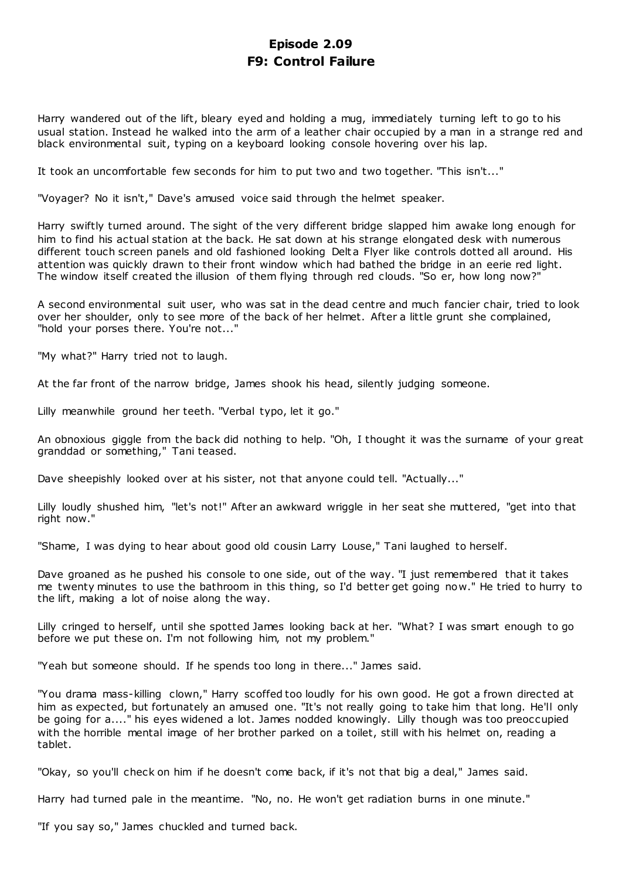# Episode 2.09
# F9: Control Failure

Harry wandered out of the lift, bleary eyed and holding a mug, immediately turning left to go to his usual station. Instead he walked into the arm of a leather chair occupied by a man in a strange red and black environmental suit, typing on a keyboard looking console hovering over his lap.

It took an uncomfortable few seconds for him to put two and two together. "This isn't..."

"Voyager? No it isn't," Dave's amused voice said through the helmet speaker.

Harry swiftly turned around. The sight of the very different bridge slapped him awake long enough for him to find his actual station at the back. He sat down at his strange elongated desk with numerous different touch screen panels and old fashioned looking Delta Flyer like controls dotted all around. His attention was quickly drawn to their front window which had bathed the bridge in an eerie red light. The window itself created the illusion of them flying through red clouds. "So er, how long now?"

A second environmental suit user, who was sat in the dead centre and much fancier chair, tried to look over her shoulder, only to see more of the back of her helmet. After a little grunt she complained, "hold your porses there. You're not..."

"My what?" Harry tried not to laugh.

At the far front of the narrow bridge, James shook his head, silently judging someone.

Lilly meanwhile ground her teeth. "Verbal typo, let it go."

An obnoxious giggle from the back did nothing to help. "Oh, I thought it was the surname of your great granddad or something," Tani teased.

Dave sheepishly looked over at his sister, not that anyone could tell. "Actually..."

Lilly loudly shushed him, "let's not!" After an awkward wriggle in her seat she muttered, "get into that right now."

"Shame, I was dying to hear about good old cousin Larry Louse," Tani laughed to herself.

Dave groaned as he pushed his console to one side, out of the way. "I just remembered that it takes me twenty minutes to use the bathroom in this thing, so I'd better get going now." He tried to hurry to the lift, making a lot of noise along the way.

Lilly cringed to herself, until she spotted James looking back at her. "What? I was smart enough to go before we put these on. I'm not following him, not my problem."

"Yeah but someone should. If he spends too long in there..." James said.

"You drama mass-killing clown," Harry scoffed too loudly for his own good. He got a frown directed at him as expected, but fortunately an amused one. "It's not really going to take him that long. He'll only be going for a...." his eyes widened a lot. James nodded knowingly. Lilly though was too preoccupied with the horrible mental image of her brother parked on a toilet, still with his helmet on, reading a tablet.

"Okay, so you'll check on him if he doesn't come back, if it's not that big a deal," James said.

Harry had turned pale in the meantime. "No, no. He won't get radiation burns in one minute."

"If you say so," James chuckled and turned back.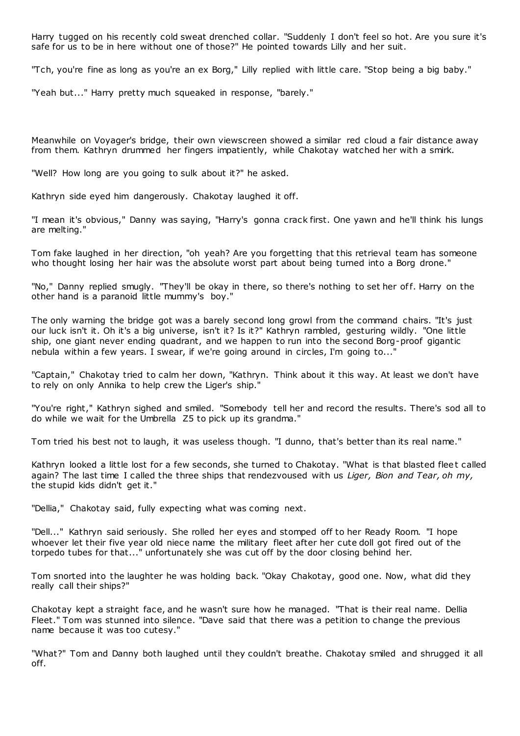Harry tugged on his recently cold sweat drenched collar. "Suddenly I don't feel so hot. Are you sure it's safe for us to be in here without one of those?" He pointed towards Lilly and her suit.

"Tch, you're fine as long as you're an ex Borg," Lilly replied with little care. "Stop being a big baby."

"Yeah but..." Harry pretty much squeaked in response, "barely."

Meanwhile on Voyager's bridge, their own viewscreen showed a similar red cloud a fair distance away from them. Kathryn drummed her fingers impatiently, while Chakotay watched her with a smirk.

"Well? How long are you going to sulk about it?" he asked.

Kathryn side eyed him dangerously. Chakotay laughed it off.

"I mean it's obvious," Danny was saying, "Harry's gonna crack first. One yawn and he'll think his lungs are melting."

Tom fake laughed in her direction, "oh yeah? Are you forgetting that this retrieval team has someone who thought losing her hair was the absolute worst part about being turned into a Borg drone."

"No," Danny replied smugly. "They'll be okay in there, so there's nothing to set her off. Harry on the other hand is a paranoid little mummy's boy."

The only warning the bridge got was a barely second long growl from the command chairs. "It's just our luck isn't it. Oh it's a big universe, isn't it? Is it?" Kathryn rambled, gesturing wildly. "One little ship, one giant never ending quadrant, and we happen to run into the second Borg-proof gigantic nebula within a few years. I swear, if we're going around in circles, I'm going to..."

"Captain," Chakotay tried to calm her down, "Kathryn. Think about it this way. At least we don't have to rely on only Annika to help crew the Liger's ship."

"You're right," Kathryn sighed and smiled. "Somebody tell her and record the results. There's sod all to do while we wait for the Umbrella Z5 to pick up its grandma."

Tom tried his best not to laugh, it was useless though. "I dunno, that's better than its real name."

Kathryn looked a little lost for a few seconds, she turned to Chakotay. "What is that blasted fleet called again? The last time I called the three ships that rendezvoused with us *Liger, Bion and Tear, oh my,* the stupid kids didn't get it."

"Dellia," Chakotay said, fully expecting what was coming next.

"Dell..." Kathryn said seriously. She rolled her eyes and stomped off to her Ready Room. "I hope whoever let their five year old niece name the military fleet after her cute doll got fired out of the torpedo tubes for that..." unfortunately she was cut off by the door closing behind her.

Tom snorted into the laughter he was holding back. "Okay Chakotay, good one. Now, what did they really call their ships?"

Chakotay kept a straight face, and he wasn't sure how he managed. "That is their real name. Dellia Fleet." Tom was stunned into silence. "Dave said that there was a petition to change the previous name because it was too cutesy."

"What?" Tom and Danny both laughed until they couldn't breathe. Chakotay smiled and shrugged it all off.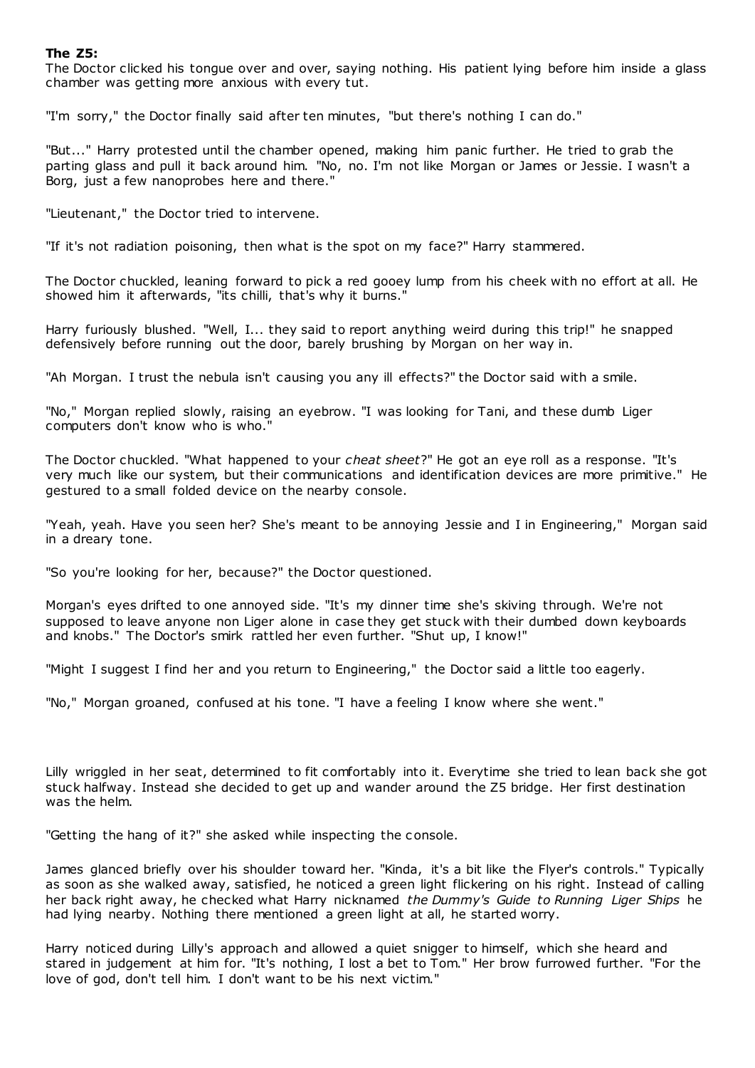**The Z5:**

The Doctor clicked his tongue over and over, saying nothing. His patient lying before him inside a glass chamber was getting more anxious with every tut.

"I'm sorry," the Doctor finally said after ten minutes, "but there's nothing I can do."

"But..." Harry protested until the chamber opened, making him panic further. He tried to grab the parting glass and pull it back around him. "No, no. I'm not like Morgan or James or Jessie. I wasn't a Borg, just a few nanoprobes here and there."

"Lieutenant," the Doctor tried to intervene.

"If it's not radiation poisoning, then what is the spot on my face?" Harry stammered.

The Doctor chuckled, leaning forward to pick a red gooey lump from his cheek with no effort at all. He showed him it afterwards, "its chilli, that's why it burns."

Harry furiously blushed. "Well, I... they said to report anything weird during this trip!" he snapped defensively before running out the door, barely brushing by Morgan on her way in.

"Ah Morgan. I trust the nebula isn't causing you any ill effects?" the Doctor said with a smile.

"No," Morgan replied slowly, raising an eyebrow. "I was looking for Tani, and these dumb Liger computers don't know who is who."

The Doctor chuckled. "What happened to your *cheat sheet*?" He got an eye roll as a response. "It's very much like our system, but their communications and identification devices are more primitive." He gestured to a small folded device on the nearby console.

"Yeah, yeah. Have you seen her? She's meant to be annoying Jessie and I in Engineering," Morgan said in a dreary tone.

"So you're looking for her, because?" the Doctor questioned.

Morgan's eyes drifted to one annoyed side. "It's my dinner time she's skiving through. We're not supposed to leave anyone non Liger alone in case they get stuck with their dumbed down keyboards and knobs." The Doctor's smirk rattled her even further. "Shut up, I know!"

"Might I suggest I find her and you return to Engineering," the Doctor said a little too eagerly.

"No," Morgan groaned, confused at his tone. "I have a feeling I know where she went."

Lilly wriggled in her seat, determined to fit comfortably into it. Everytime she tried to lean back she got stuck halfway. Instead she decided to get up and wander around the Z5 bridge. Her first destination was the helm.

"Getting the hang of it?" she asked while inspecting the console.

James glanced briefly over his shoulder toward her. "Kinda, it's a bit like the Flyer's controls." Typically as soon as she walked away, satisfied, he noticed a green light flickering on his right. Instead of calling her back right away, he checked what Harry nicknamed *the Dummy's Guide to Running Liger Ships* he had lying nearby. Nothing there mentioned a green light at all, he started worry.

Harry noticed during Lilly's approach and allowed a quiet snigger to himself, which she heard and stared in judgement at him for. "It's nothing, I lost a bet to Tom." Her brow furrowed further. "For the love of god, don't tell him. I don't want to be his next victim."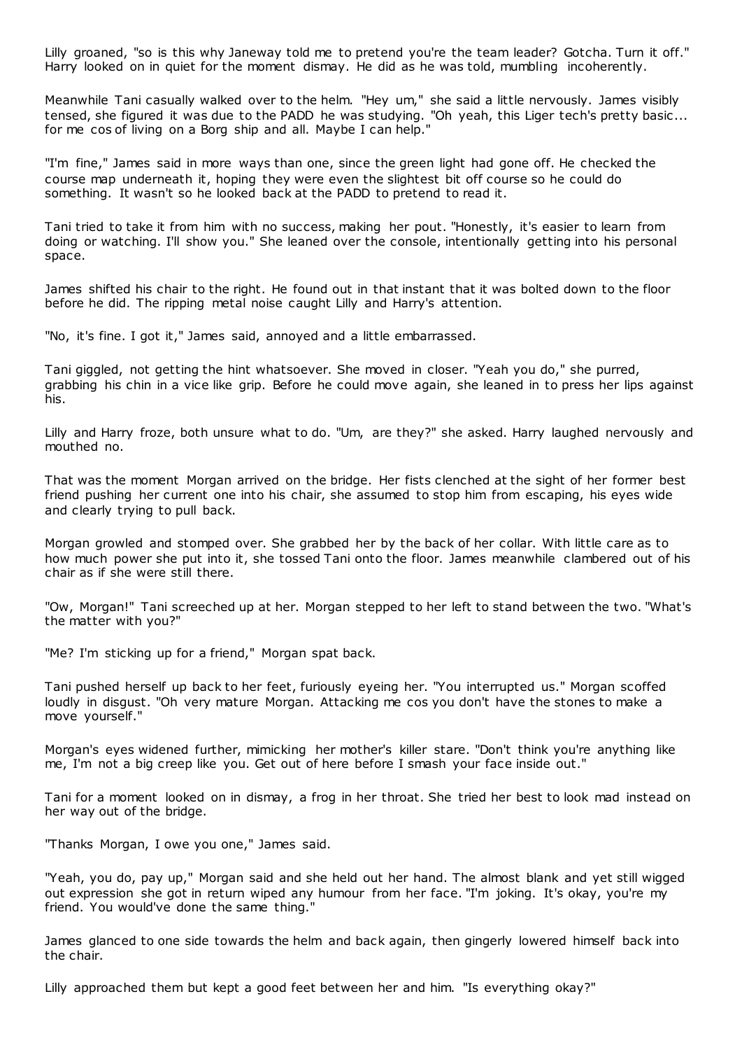Lilly groaned, "so is this why Janeway told me to pretend you're the team leader? Gotcha. Turn it off." Harry looked on in quiet for the moment dismay. He did as he was told, mumbling incoherently.

Meanwhile Tani casually walked over to the helm. "Hey um," she said a little nervously. James visibly tensed, she figured it was due to the PADD he was studying. "Oh yeah, this Liger tech's pretty basic... for me cos of living on a Borg ship and all. Maybe I can help."

"I'm fine," James said in more ways than one, since the green light had gone off. He checked the course map underneath it, hoping they were even the slightest bit off course so he could do something. It wasn't so he looked back at the PADD to pretend to read it.

Tani tried to take it from him with no success, making her pout. "Honestly, it's easier to learn from doing or watching. I'll show you." She leaned over the console, intentionally getting into his personal space.

James shifted his chair to the right. He found out in that instant that it was bolted down to the floor before he did. The ripping metal noise caught Lilly and Harry's attention.

"No, it's fine. I got it," James said, annoyed and a little embarrassed.

Tani giggled, not getting the hint whatsoever. She moved in closer. "Yeah you do," she purred, grabbing his chin in a vice like grip. Before he could move again, she leaned in to press her lips against his.

Lilly and Harry froze, both unsure what to do. "Um, are they?" she asked. Harry laughed nervously and mouthed no.

That was the moment Morgan arrived on the bridge. Her fists clenched at the sight of her former best friend pushing her current one into his chair, she assumed to stop him from escaping, his eyes wide and clearly trying to pull back.

Morgan growled and stomped over. She grabbed her by the back of her collar. With little care as to how much power she put into it, she tossed Tani onto the floor. James meanwhile clambered out of his chair as if she were still there.

"Ow, Morgan!" Tani screeched up at her. Morgan stepped to her left to stand between the two. "What's the matter with you?"

"Me? I'm sticking up for a friend," Morgan spat back.

Tani pushed herself up back to her feet, furiously eyeing her. "You interrupted us." Morgan scoffed loudly in disgust. "Oh very mature Morgan. Attacking me cos you don't have the stones to make a move yourself."

Morgan's eyes widened further, mimicking her mother's killer stare. "Don't think you're anything like me, I'm not a big creep like you. Get out of here before I smash your face inside out."

Tani for a moment looked on in dismay, a frog in her throat. She tried her best to look mad instead on her way out of the bridge.

"Thanks Morgan, I owe you one," James said.

"Yeah, you do, pay up," Morgan said and she held out her hand. The almost blank and yet still wigged out expression she got in return wiped any humour from her face. "I'm joking. It's okay, you're my friend. You would've done the same thing."

James glanced to one side towards the helm and back again, then gingerly lowered himself back into the chair.

Lilly approached them but kept a good feet between her and him. "Is everything okay?"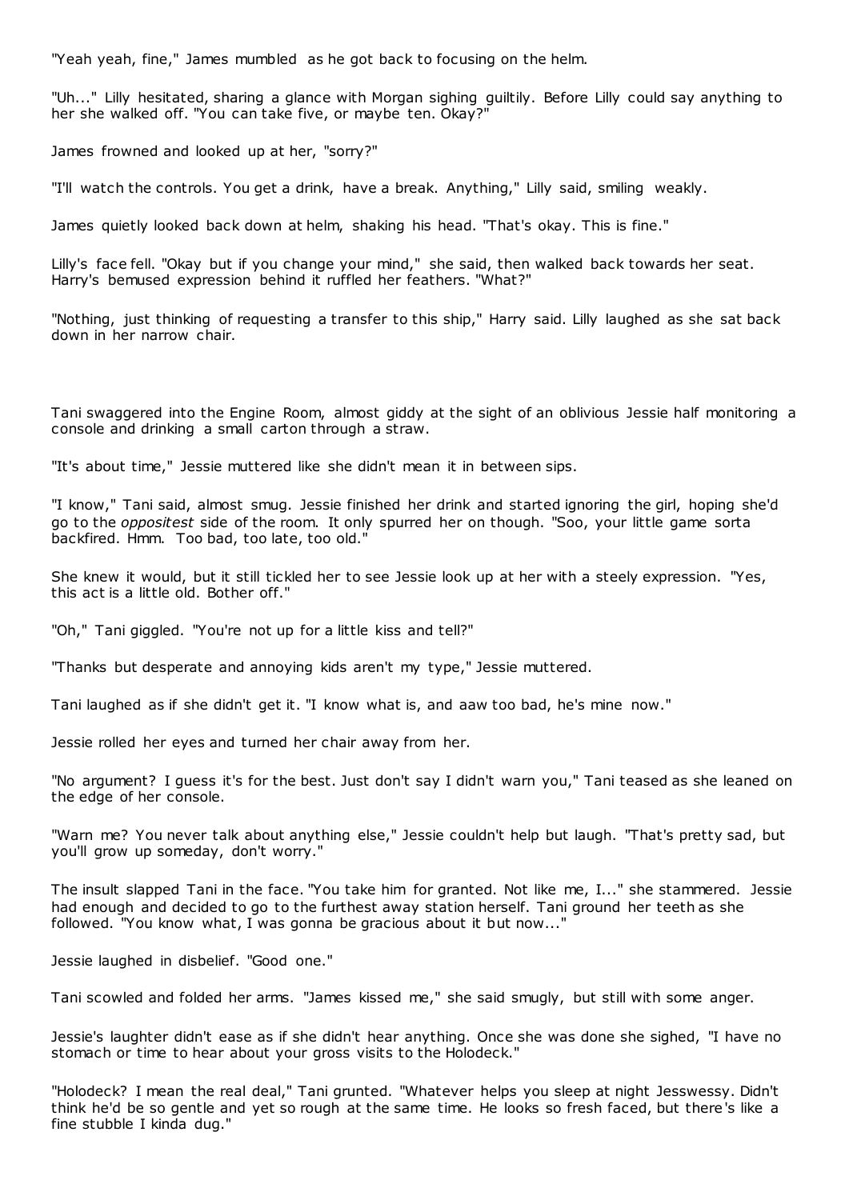"Yeah yeah, fine," James mumbled as he got back to focusing on the helm.

"Uh..." Lilly hesitated, sharing a glance with Morgan sighing guiltily. Before Lilly could say anything to her she walked off. "You can take five, or maybe ten. Okay?"

James frowned and looked up at her, "sorry?"

"I'll watch the controls. You get a drink, have a break. Anything," Lilly said, smiling weakly.

James quietly looked back down at helm, shaking his head. "That's okay. This is fine."

Lilly's face fell. "Okay but if you change your mind," she said, then walked back towards her seat. Harry's bemused expression behind it ruffled her feathers. "What?"

"Nothing, just thinking of requesting a transfer to this ship," Harry said. Lilly laughed as she sat back down in her narrow chair.

Tani swaggered into the Engine Room, almost giddy at the sight of an oblivious Jessie half monitoring a console and drinking a small carton through a straw.

"It's about time," Jessie muttered like she didn't mean it in between sips.

"I know," Tani said, almost smug. Jessie finished her drink and started ignoring the girl, hoping she'd go to the *oppositest* side of the room. It only spurred her on though. "Soo, your little game sorta backfired. Hmm. Too bad, too late, too old."

She knew it would, but it still tickled her to see Jessie look up at her with a steely expression. "Yes, this act is a little old. Bother off."

"Oh," Tani giggled. "You're not up for a little kiss and tell?"

"Thanks but desperate and annoying kids aren't my type," Jessie muttered.

Tani laughed as if she didn't get it. "I know what is, and aaw too bad, he's mine now."

Jessie rolled her eyes and turned her chair away from her.

"No argument? I guess it's for the best. Just don't say I didn't warn you," Tani teased as she leaned on the edge of her console.

"Warn me? You never talk about anything else," Jessie couldn't help but laugh. "That's pretty sad, but you'll grow up someday, don't worry."

The insult slapped Tani in the face. "You take him for granted. Not like me, I..." she stammered. Jessie had enough and decided to go to the furthest away station herself. Tani ground her teeth as she followed. "You know what, I was gonna be gracious about it but now..."

Jessie laughed in disbelief. "Good one."

Tani scowled and folded her arms. "James kissed me," she said smugly, but still with some anger.

Jessie's laughter didn't ease as if she didn't hear anything. Once she was done she sighed, "I have no stomach or time to hear about your gross visits to the Holodeck."

"Holodeck? I mean the real deal," Tani grunted. "Whatever helps you sleep at night Jesswessy. Didn't think he'd be so gentle and yet so rough at the same time. He looks so fresh faced, but there's like a fine stubble I kinda dug."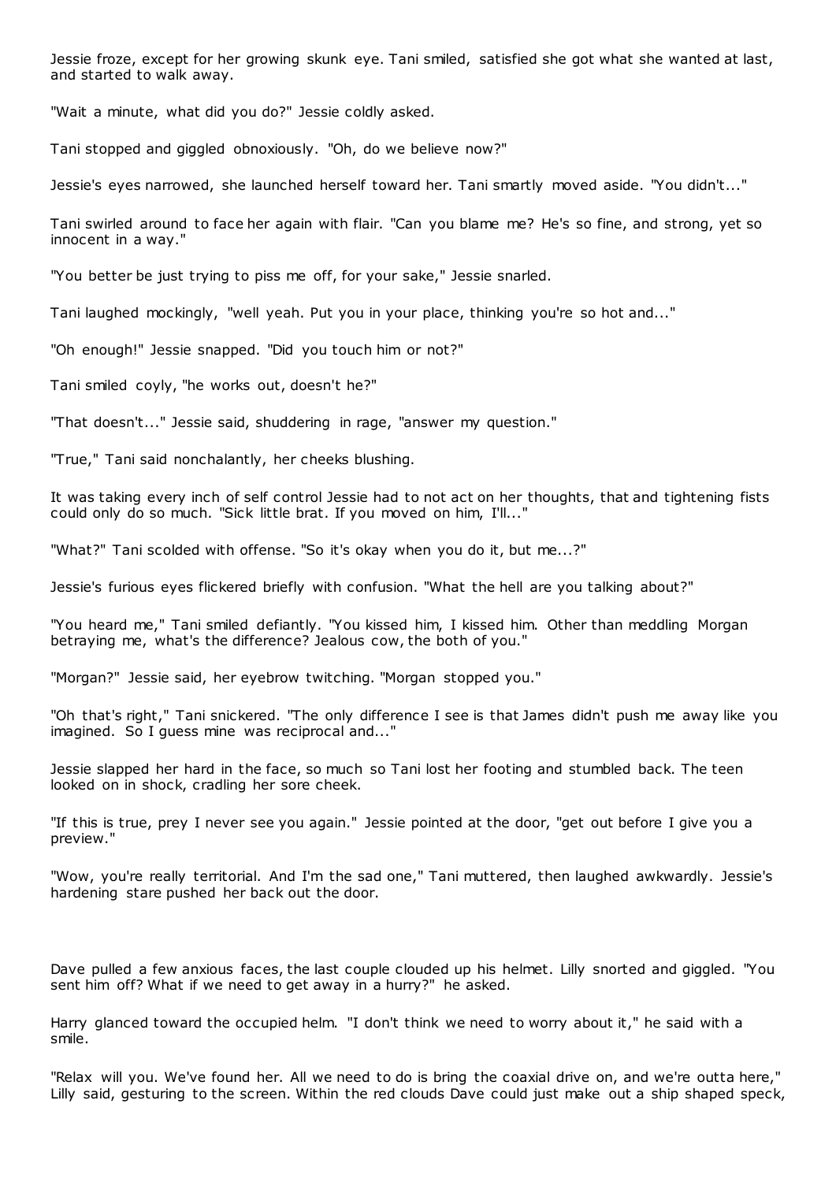Jessie froze, except for her growing skunk eye. Tani smiled, satisfied she got what she wanted at last, and started to walk away.

"Wait a minute, what did you do?" Jessie coldly asked.

Tani stopped and giggled obnoxiously. "Oh, do we believe now?"

Jessie's eyes narrowed, she launched herself toward her. Tani smartly moved aside. "You didn't..."

Tani swirled around to face her again with flair. "Can you blame me? He's so fine, and strong, yet so innocent in a way."

"You better be just trying to piss me off, for your sake," Jessie snarled.

Tani laughed mockingly, "well yeah. Put you in your place, thinking you're so hot and..."

"Oh enough!" Jessie snapped. "Did you touch him or not?"

Tani smiled coyly, "he works out, doesn't he?"

"That doesn't..." Jessie said, shuddering in rage, "answer my question."

"True," Tani said nonchalantly, her cheeks blushing.

It was taking every inch of self control Jessie had to not act on her thoughts, that and tightening fists could only do so much. "Sick little brat. If you moved on him, I'll..."

"What?" Tani scolded with offense. "So it's okay when you do it, but me...?"

Jessie's furious eyes flickered briefly with confusion. "What the hell are you talking about?"

"You heard me," Tani smiled defiantly. "You kissed him, I kissed him. Other than meddling Morgan betraying me, what's the difference? Jealous cow, the both of you."

"Morgan?" Jessie said, her eyebrow twitching. "Morgan stopped you."

"Oh that's right," Tani snickered. "The only difference I see is that James didn't push me away like you imagined. So I guess mine was reciprocal and..."

Jessie slapped her hard in the face, so much so Tani lost her footing and stumbled back. The teen looked on in shock, cradling her sore cheek.

"If this is true, prey I never see you again." Jessie pointed at the door, "get out before I give you a preview."

"Wow, you're really territorial. And I'm the sad one," Tani muttered, then laughed awkwardly. Jessie's hardening stare pushed her back out the door.

Dave pulled a few anxious faces, the last couple clouded up his helmet. Lilly snorted and giggled. "You sent him off? What if we need to get away in a hurry?" he asked.

Harry glanced toward the occupied helm. "I don't think we need to worry about it," he said with a smile.

"Relax will you. We've found her. All we need to do is bring the coaxial drive on, and we're outta here," Lilly said, gesturing to the screen. Within the red clouds Dave could just make out a ship shaped speck,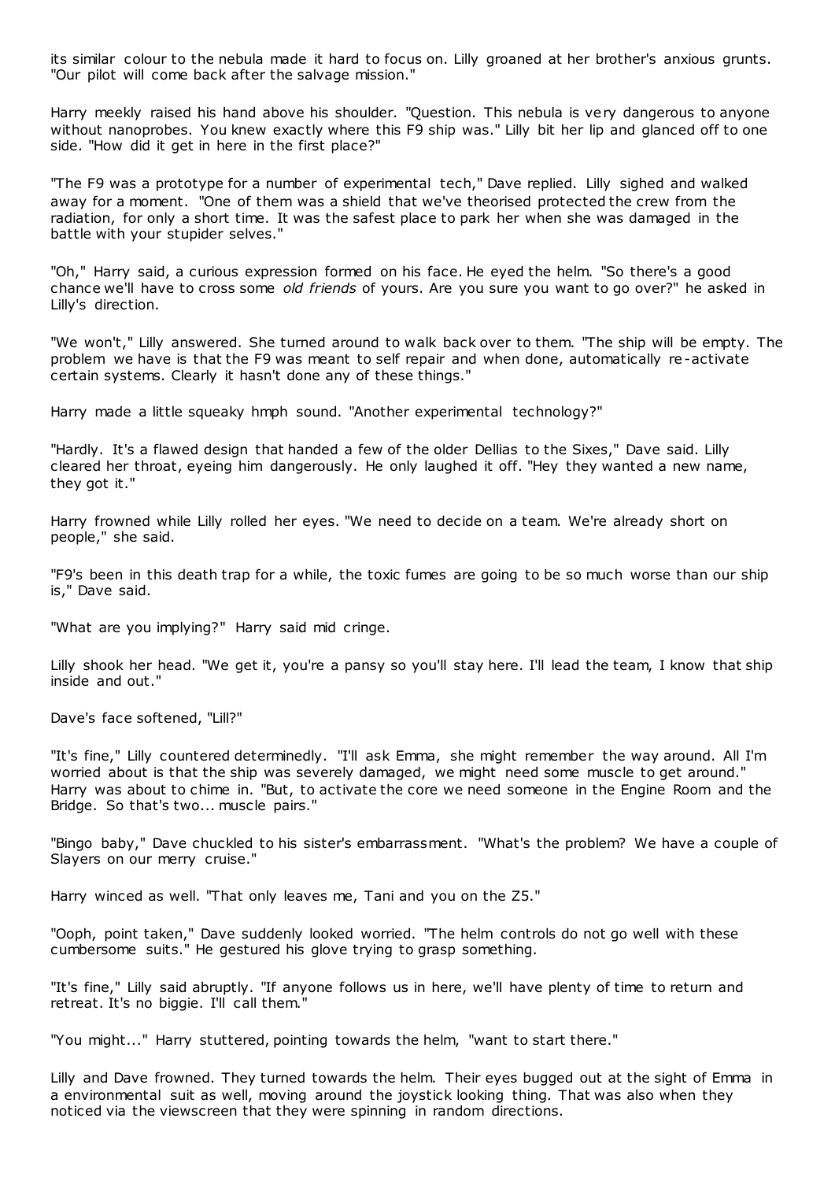its similar colour to the nebula made it hard to focus on. Lilly groaned at her brother's anxious grunts. "Our pilot will come back after the salvage mission."

Harry meekly raised his hand above his shoulder. "Question. This nebula is very dangerous to anyone without nanoprobes. You knew exactly where this F9 ship was." Lilly bit her lip and glanced off to one side. "How did it get in here in the first place?"

"The F9 was a prototype for a number of experimental tech," Dave replied. Lilly sighed and walked away for a moment. "One of them was a shield that we've theorised protected the crew from the radiation, for only a short time. It was the safest place to park her when she was damaged in the battle with your stupider selves."

"Oh," Harry said, a curious expression formed on his face. He eyed the helm. "So there's a good chance we'll have to cross some *old friends* of yours. Are you sure you want to go over?" he asked in Lilly's direction.

"We won't," Lilly answered. She turned around to walk back over to them. "The ship will be empty. The problem we have is that the F9 was meant to self repair and when done, automatically re-activate certain systems. Clearly it hasn't done any of these things."

Harry made a little squeaky hmph sound. "Another experimental technology?"

"Hardly. It's a flawed design that handed a few of the older Dellias to the Sixes," Dave said. Lilly cleared her throat, eyeing him dangerously. He only laughed it off. "Hey they wanted a new name, they got it."

Harry frowned while Lilly rolled her eyes. "We need to decide on a team. We're already short on people," she said.

"F9's been in this death trap for a while, the toxic fumes are going to be so much worse than our ship is," Dave said.

"What are you implying?" Harry said mid cringe.

Lilly shook her head. "We get it, you're a pansy so you'll stay here. I'll lead the team, I know that ship inside and out."

Dave's face softened, "Lill?"

"It's fine," Lilly countered determinedly. "I'll ask Emma, she might remember the way around. All I'm worried about is that the ship was severely damaged, we might need some muscle to get around." Harry was about to chime in. "But, to activate the core we need someone in the Engine Room and the Bridge. So that's two... muscle pairs."

"Bingo baby," Dave chuckled to his sister's embarrassment. "What's the problem? We have a couple of Slayers on our merry cruise."

Harry winced as well. "That only leaves me, Tani and you on the Z5."

"Ooph, point taken," Dave suddenly looked worried. "The helm controls do not go well with these cumbersome suits." He gestured his glove trying to grasp something.

"It's fine," Lilly said abruptly. "If anyone follows us in here, we'll have plenty of time to return and retreat. It's no biggie. I'll call them."

"You might..." Harry stuttered, pointing towards the helm, "want to start there."

Lilly and Dave frowned. They turned towards the helm. Their eyes bugged out at the sight of Emma in a environmental suit as well, moving around the joystick looking thing. That was also when they noticed via the viewscreen that they were spinning in random directions.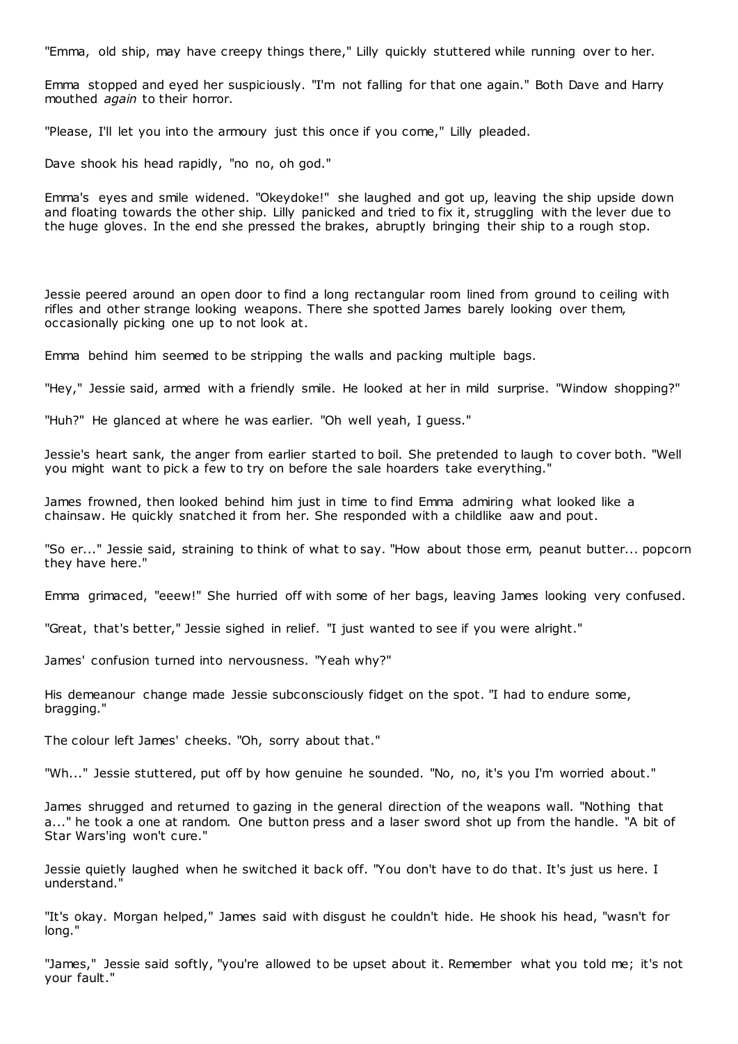"Emma, old ship, may have creepy things there," Lilly quickly stuttered while running over to her.

Emma stopped and eyed her suspiciously. "I'm not falling for that one again." Both Dave and Harry mouthed *again* to their horror.

"Please, I'll let you into the armoury just this once if you come," Lilly pleaded.

Dave shook his head rapidly, "no no, oh god."

Emma's eyes and smile widened. "Okeydoke!" she laughed and got up, leaving the ship upside down and floating towards the other ship. Lilly panicked and tried to fix it, struggling with the lever due to the huge gloves. In the end she pressed the brakes, abruptly bringing their ship to a rough stop.

Jessie peered around an open door to find a long rectangular room lined from ground to ceiling with rifles and other strange looking weapons. There she spotted James barely looking over them, occasionally picking one up to not look at.

Emma behind him seemed to be stripping the walls and packing multiple bags.

"Hey," Jessie said, armed with a friendly smile. He looked at her in mild surprise. "Window shopping?"

"Huh?" He glanced at where he was earlier. "Oh well yeah, I guess."

Jessie's heart sank, the anger from earlier started to boil. She pretended to laugh to cover both. "Well you might want to pick a few to try on before the sale hoarders take everything."

James frowned, then looked behind him just in time to find Emma admiring what looked like a chainsaw. He quickly snatched it from her. She responded with a childlike aaw and pout.

"So er..." Jessie said, straining to think of what to say. "How about those erm, peanut butter... popcorn they have here."

Emma grimaced, "eeew!" She hurried off with some of her bags, leaving James looking very confused.

"Great, that's better," Jessie sighed in relief. "I just wanted to see if you were alright."

James' confusion turned into nervousness. "Yeah why?"

His demeanour change made Jessie subconsciously fidget on the spot. "I had to endure some, bragging."

The colour left James' cheeks. "Oh, sorry about that."

"Wh..." Jessie stuttered, put off by how genuine he sounded. "No, no, it's you I'm worried about."

James shrugged and returned to gazing in the general direction of the weapons wall. "Nothing that a..." he took a one at random. One button press and a laser sword shot up from the handle. "A bit of Star Wars'ing won't cure."

Jessie quietly laughed when he switched it back off. "You don't have to do that. It's just us here. I understand."

"It's okay. Morgan helped," James said with disgust he couldn't hide. He shook his head, "wasn't for long."

"James," Jessie said softly, "you're allowed to be upset about it. Remember what you told me; it's not your fault."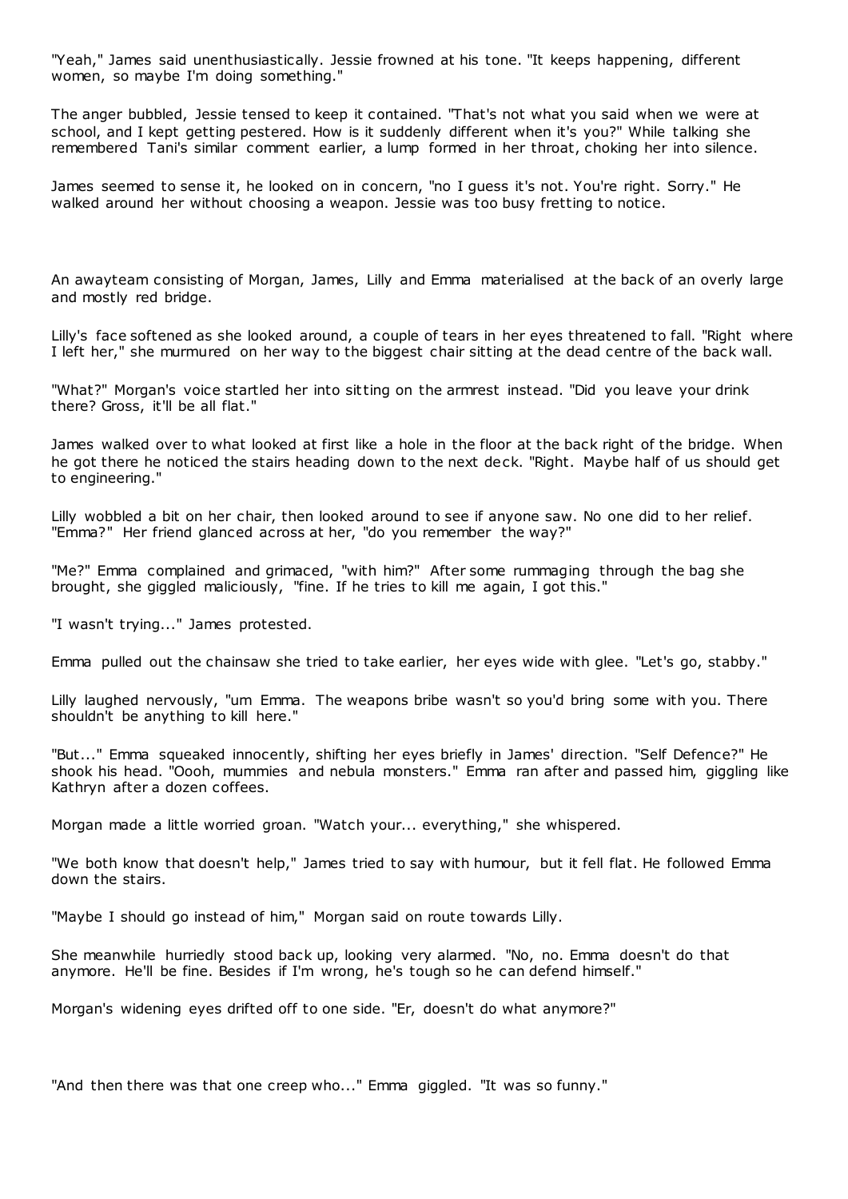"Yeah," James said unenthusiastically. Jessie frowned at his tone. "It keeps happening, different women, so maybe I'm doing something."

The anger bubbled, Jessie tensed to keep it contained. "That's not what you said when we were at school, and I kept getting pestered. How is it suddenly different when it's you?" While talking she remembered Tani's similar comment earlier, a lump formed in her throat, choking her into silence.

James seemed to sense it, he looked on in concern, "no I guess it's not. You're right. Sorry." He walked around her without choosing a weapon. Jessie was too busy fretting to notice.

An awayteam consisting of Morgan, James, Lilly and Emma materialised at the back of an overly large and mostly red bridge.

Lilly's face softened as she looked around, a couple of tears in her eyes threatened to fall. "Right where I left her," she murmured on her way to the biggest chair sitting at the dead centre of the back wall.

"What?" Morgan's voice startled her into sitting on the armrest instead. "Did you leave your drink there? Gross, it'll be all flat."

James walked over to what looked at first like a hole in the floor at the back right of the bridge. When he got there he noticed the stairs heading down to the next deck. "Right. Maybe half of us should get to engineering."

Lilly wobbled a bit on her chair, then looked around to see if anyone saw. No one did to her relief. "Emma?" Her friend glanced across at her, "do you remember the way?"

"Me?" Emma complained and grimaced, "with him?" After some rummaging through the bag she brought, she giggled maliciously, "fine. If he tries to kill me again, I got this."

"I wasn't trying..." James protested.

Emma pulled out the chainsaw she tried to take earlier, her eyes wide with glee. "Let's go, stabby."

Lilly laughed nervously, "um Emma. The weapons bribe wasn't so you'd bring some with you. There shouldn't be anything to kill here."

"But..." Emma squeaked innocently, shifting her eyes briefly in James' direction. "Self Defence?" He shook his head. "Oooh, mummies and nebula monsters." Emma ran after and passed him, giggling like Kathryn after a dozen coffees.

Morgan made a little worried groan. "Watch your... everything," she whispered.

"We both know that doesn't help," James tried to say with humour, but it fell flat. He followed Emma down the stairs.

"Maybe I should go instead of him," Morgan said on route towards Lilly.

She meanwhile hurriedly stood back up, looking very alarmed. "No, no. Emma doesn't do that anymore. He'll be fine. Besides if I'm wrong, he's tough so he can defend himself."

Morgan's widening eyes drifted off to one side. "Er, doesn't do what anymore?"

"And then there was that one creep who..." Emma giggled. "It was so funny."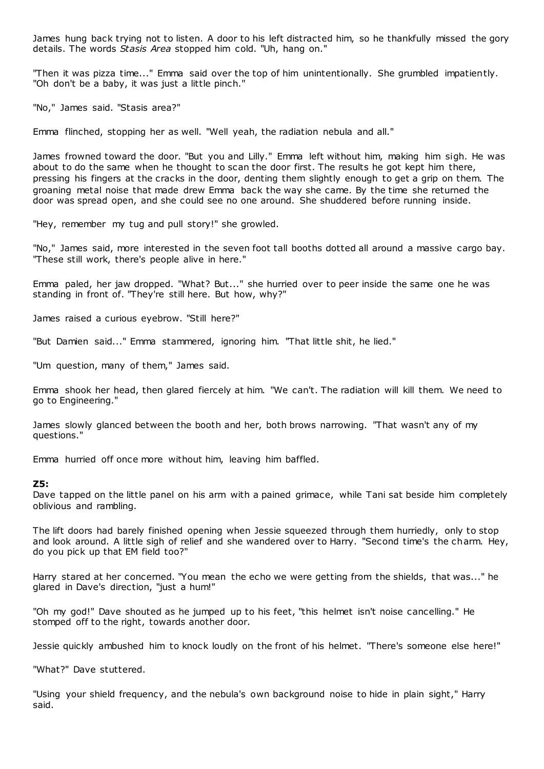James hung back trying not to listen. A door to his left distracted him, so he thankfully missed the gory details. The words *Stasis Area* stopped him cold. "Uh, hang on."

"Then it was pizza time..." Emma said over the top of him unintentionally. She grumbled impatiently. "Oh don't be a baby, it was just a little pinch."

"No," James said. "Stasis area?"

Emma flinched, stopping her as well. "Well yeah, the radiation nebula and all."

James frowned toward the door. "But you and Lilly." Emma left without him, making him sigh. He was about to do the same when he thought to scan the door first. The results he got kept him there, pressing his fingers at the cracks in the door, denting them slightly enough to get a grip on them. The groaning metal noise that made drew Emma back the way she came. By the time she returned the door was spread open, and she could see no one around. She shuddered before running inside.

"Hey, remember my tug and pull story!" she growled.

"No," James said, more interested in the seven foot tall booths dotted all around a massive cargo bay. "These still work, there's people alive in here."

Emma paled, her jaw dropped. "What? But..." she hurried over to peer inside the same one he was standing in front of. "They're still here. But how, why?"

James raised a curious eyebrow. "Still here?"

"But Damien said..." Emma stammered, ignoring him. "That little shit, he lied."

"Um question, many of them," James said.

Emma shook her head, then glared fiercely at him. "We can't. The radiation will kill them. We need to go to Engineering."

James slowly glanced between the booth and her, both brows narrowing. "That wasn't any of my questions."

Emma hurried off once more without him, leaving him baffled.

**Z5:**

Dave tapped on the little panel on his arm with a pained grimace, while Tani sat beside him completely oblivious and rambling.

The lift doors had barely finished opening when Jessie squeezed through them hurriedly, only to stop and look around. A little sigh of relief and she wandered over to Harry. "Second time's the charm. Hey, do you pick up that EM field too?"

Harry stared at her concerned. "You mean the echo we were getting from the shields, that was..." he glared in Dave's direction, "just a hum!"

"Oh my god!" Dave shouted as he jumped up to his feet, "this helmet isn't noise cancelling." He stomped off to the right, towards another door.

Jessie quickly ambushed him to knock loudly on the front of his helmet. "There's someone else here!"

"What?" Dave stuttered.

"Using your shield frequency, and the nebula's own background noise to hide in plain sight," Harry said.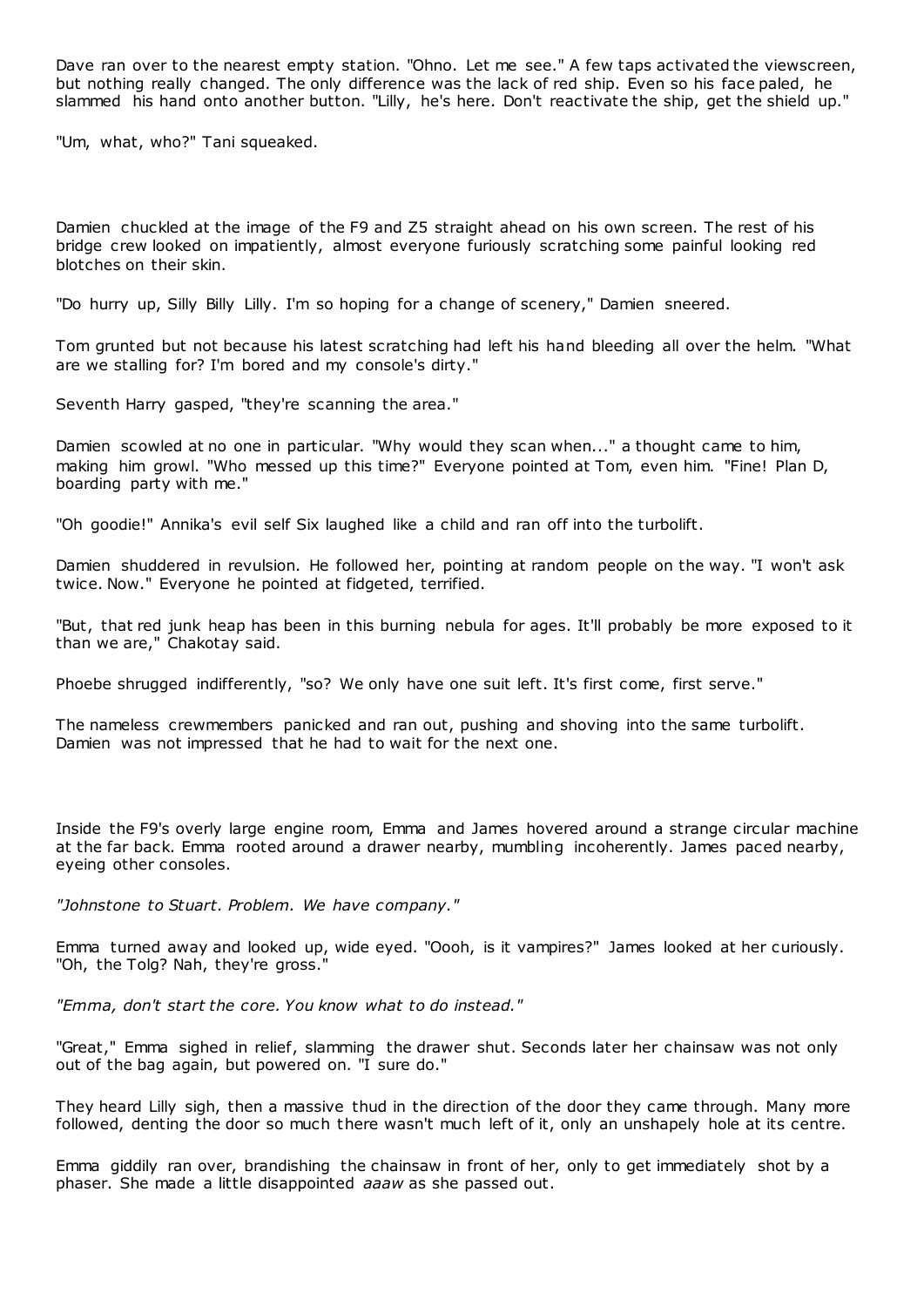Dave ran over to the nearest empty station. "Ohno. Let me see." A few taps activated the viewscreen, but nothing really changed. The only difference was the lack of red ship. Even so his face paled, he slammed his hand onto another button. "Lilly, he's here. Don't reactivate the ship, get the shield up."

"Um, what, who?" Tani squeaked.

Damien chuckled at the image of the F9 and Z5 straight ahead on his own screen. The rest of his bridge crew looked on impatiently, almost everyone furiously scratching some painful looking red blotches on their skin.

"Do hurry up, Silly Billy Lilly. I'm so hoping for a change of scenery," Damien sneered.

Tom grunted but not because his latest scratching had left his hand bleeding all over the helm. "What are we stalling for? I'm bored and my console's dirty."

Seventh Harry gasped, "they're scanning the area."

Damien scowled at no one in particular. "Why would they scan when..." a thought came to him, making him growl. "Who messed up this time?" Everyone pointed at Tom, even him. "Fine! Plan D, boarding party with me."

"Oh goodie!" Annika's evil self Six laughed like a child and ran off into the turbolift.

Damien shuddered in revulsion. He followed her, pointing at random people on the way. "I won't ask twice. Now." Everyone he pointed at fidgeted, terrified.

"But, that red junk heap has been in this burning nebula for ages. It'll probably be more exposed to it than we are," Chakotay said.

Phoebe shrugged indifferently, "so? We only have one suit left. It's first come, first serve."

The nameless crewmembers panicked and ran out, pushing and shoving into the same turbolift. Damien was not impressed that he had to wait for the next one.

Inside the F9's overly large engine room, Emma and James hovered around a strange circular machine at the far back. Emma rooted around a drawer nearby, mumbling incoherently. James paced nearby, eyeing other consoles.

*"Johnstone to Stuart. Problem. We have company."*

Emma turned away and looked up, wide eyed. "Oooh, is it vampires?" James looked at her curiously. "Oh, the Tolg? Nah, they're gross."

*"Emma, don't start the core. You know what to do instead."*

"Great," Emma sighed in relief, slamming the drawer shut. Seconds later her chainsaw was not only out of the bag again, but powered on. "I sure do."

They heard Lilly sigh, then a massive thud in the direction of the door they came through. Many more followed, denting the door so much there wasn't much left of it, only an unshapely hole at its centre.

Emma giddily ran over, brandishing the chainsaw in front of her, only to get immediately shot by a phaser. She made a little disappointed *aaaw* as she passed out.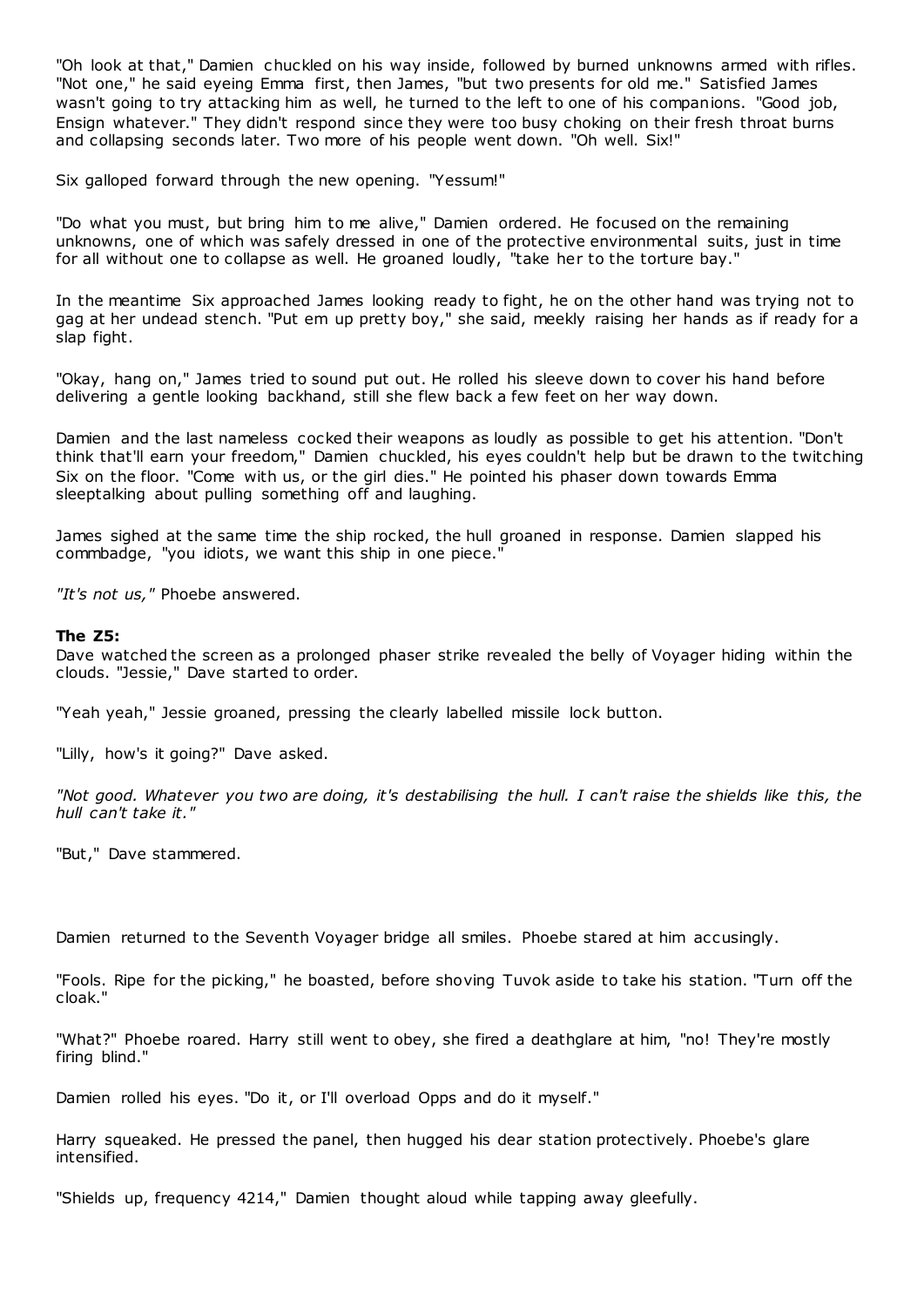"Oh look at that," Damien chuckled on his way inside, followed by burned unknowns armed with rifles. "Not one," he said eyeing Emma first, then James, "but two presents for old me." Satisfied James wasn't going to try attacking him as well, he turned to the left to one of his companions. "Good job, Ensign whatever." They didn't respond since they were too busy choking on their fresh throat burns and collapsing seconds later. Two more of his people went down. "Oh well. Six!"

Six galloped forward through the new opening. "Yessum!"

"Do what you must, but bring him to me alive," Damien ordered. He focused on the remaining unknowns, one of which was safely dressed in one of the protective environmental suits, just in time for all without one to collapse as well. He groaned loudly, "take her to the torture bay."

In the meantime Six approached James looking ready to fight, he on the other hand was trying not to gag at her undead stench. "Put em up pretty boy," she said, meekly raising her hands as if ready for a slap fight.

"Okay, hang on," James tried to sound put out. He rolled his sleeve down to cover his hand before delivering a gentle looking backhand, still she flew back a few feet on her way down.

Damien and the last nameless cocked their weapons as loudly as possible to get his attention. "Don't think that'll earn your freedom," Damien chuckled, his eyes couldn't help but be drawn to the twitching Six on the floor. "Come with us, or the girl dies." He pointed his phaser down towards Emma sleeptalking about pulling something off and laughing.

James sighed at the same time the ship rocked, the hull groaned in response. Damien slapped his commbadge, "you idiots, we want this ship in one piece."

*"It's not us,"* Phoebe answered.

**The Z5:**
Dave watched the screen as a prolonged phaser strike revealed the belly of Voyager hiding within the clouds. "Jessie," Dave started to order.

"Yeah yeah," Jessie groaned, pressing the clearly labelled missile lock button.

"Lilly, how's it going?" Dave asked.

*"Not good. Whatever you two are doing, it's destabilising the hull. I can't raise the shields like this, the hull can't take it."*

"But," Dave stammered.

Damien returned to the Seventh Voyager bridge all smiles. Phoebe stared at him accusingly.

"Fools. Ripe for the picking," he boasted, before shoving Tuvok aside to take his station. "Turn off the cloak."

"What?" Phoebe roared. Harry still went to obey, she fired a deathglare at him, "no! They're mostly firing blind."

Damien rolled his eyes. "Do it, or I'll overload Opps and do it myself."

Harry squeaked. He pressed the panel, then hugged his dear station protectively. Phoebe's glare intensified.

"Shields up, frequency 4214," Damien thought aloud while tapping away gleefully.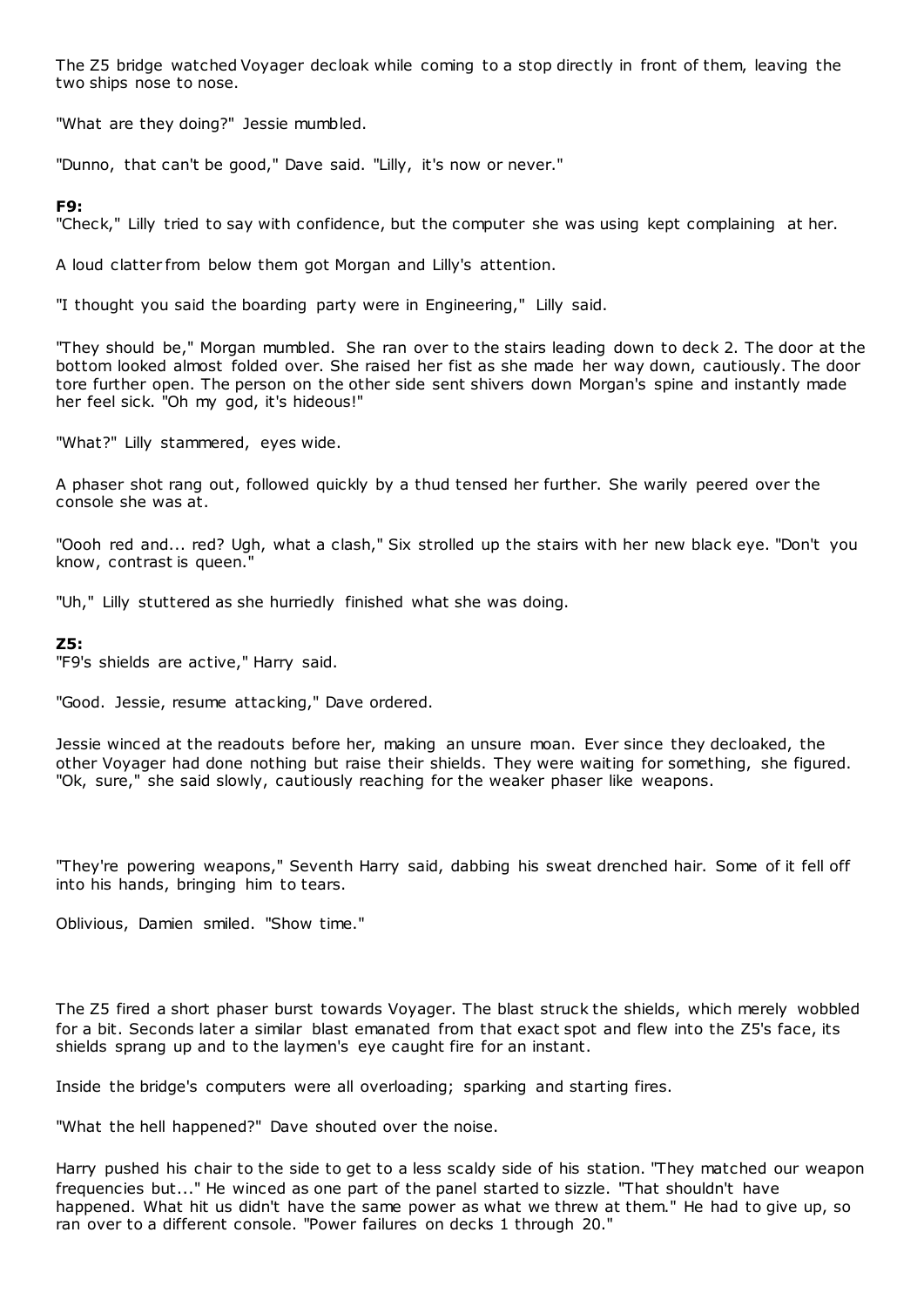The Z5 bridge watched Voyager decloak while coming to a stop directly in front of them, leaving the two ships nose to nose.

"What are they doing?" Jessie mumbled.

"Dunno, that can't be good," Dave said. "Lilly, it's now or never."

**F9:**
"Check," Lilly tried to say with confidence, but the computer she was using kept complaining at her.

A loud clatter from below them got Morgan and Lilly's attention.

"I thought you said the boarding party were in Engineering," Lilly said.

"They should be," Morgan mumbled. She ran over to the stairs leading down to deck 2. The door at the bottom looked almost folded over. She raised her fist as she made her way down, cautiously. The door tore further open. The person on the other side sent shivers down Morgan's spine and instantly made her feel sick. "Oh my god, it's hideous!"

"What?" Lilly stammered, eyes wide.

A phaser shot rang out, followed quickly by a thud tensed her further. She warily peered over the console she was at.

"Oooh red and... red? Ugh, what a clash," Six strolled up the stairs with her new black eye. "Don't you know, contrast is queen."

"Uh," Lilly stuttered as she hurriedly finished what she was doing.

**Z5:**
"F9's shields are active," Harry said.

"Good. Jessie, resume attacking," Dave ordered.

Jessie winced at the readouts before her, making an unsure moan. Ever since they decloaked, the other Voyager had done nothing but raise their shields. They were waiting for something, she figured. "Ok, sure," she said slowly, cautiously reaching for the weaker phaser like weapons.

"They're powering weapons," Seventh Harry said, dabbing his sweat drenched hair. Some of it fell off into his hands, bringing him to tears.

Oblivious, Damien smiled. "Show time."

The Z5 fired a short phaser burst towards Voyager. The blast struck the shields, which merely wobbled for a bit. Seconds later a similar blast emanated from that exact spot and flew into the Z5's face, its shields sprang up and to the laymen's eye caught fire for an instant.

Inside the bridge's computers were all overloading; sparking and starting fires.

"What the hell happened?" Dave shouted over the noise.

Harry pushed his chair to the side to get to a less scaldy side of his station. "They matched our weapon frequencies but..." He winced as one part of the panel started to sizzle. "That shouldn't have happened. What hit us didn't have the same power as what we threw at them." He had to give up, so ran over to a different console. "Power failures on decks 1 through 20."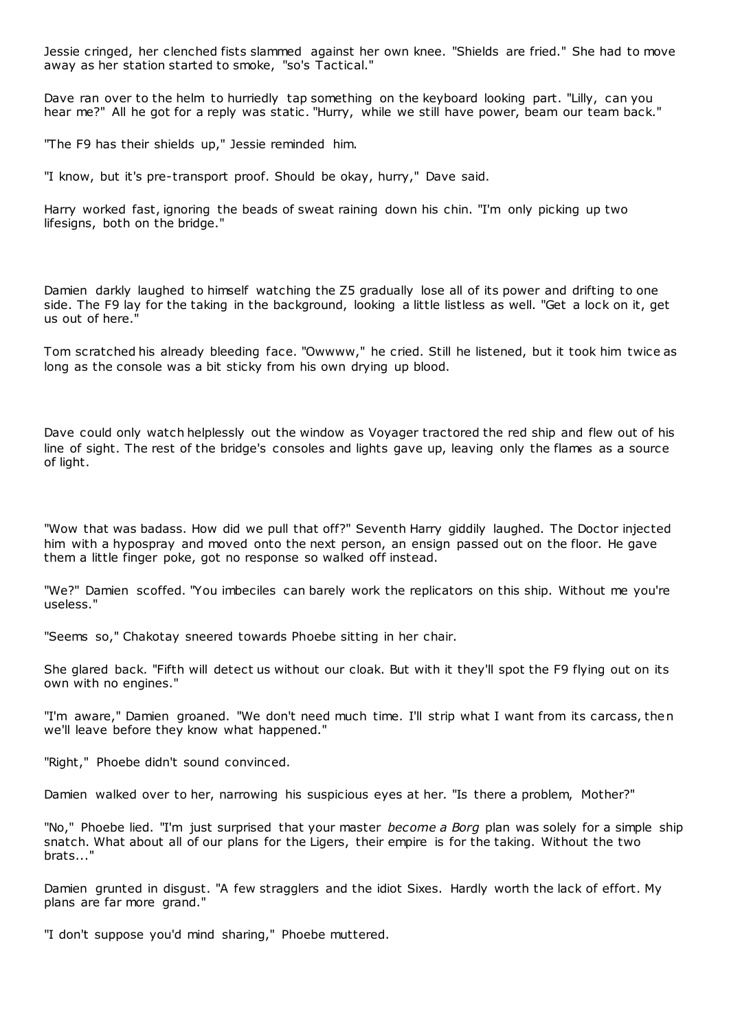Jessie cringed, her clenched fists slammed against her own knee. "Shields are fried." She had to move away as her station started to smoke, "so's Tactical."

Dave ran over to the helm to hurriedly tap something on the keyboard looking part. "Lilly, can you hear me?" All he got for a reply was static. "Hurry, while we still have power, beam our team back."

"The F9 has their shields up," Jessie reminded him.

"I know, but it's pre-transport proof. Should be okay, hurry," Dave said.

Harry worked fast, ignoring the beads of sweat raining down his chin. "I'm only picking up two lifesigns, both on the bridge."

Damien darkly laughed to himself watching the Z5 gradually lose all of its power and drifting to one side. The F9 lay for the taking in the background, looking a little listless as well. "Get a lock on it, get us out of here."

Tom scratched his already bleeding face. "Owwww," he cried. Still he listened, but it took him twice as long as the console was a bit sticky from his own drying up blood.

Dave could only watch helplessly out the window as Voyager tractored the red ship and flew out of his line of sight. The rest of the bridge's consoles and lights gave up, leaving only the flames as a source of light.

"Wow that was badass. How did we pull that off?" Seventh Harry giddily laughed. The Doctor injected him with a hypospray and moved onto the next person, an ensign passed out on the floor. He gave them a little finger poke, got no response so walked off instead.

"We?" Damien scoffed. "You imbeciles can barely work the replicators on this ship. Without me you're useless."

"Seems so," Chakotay sneered towards Phoebe sitting in her chair.

She glared back. "Fifth will detect us without our cloak. But with it they'll spot the F9 flying out on its own with no engines."

"I'm aware," Damien groaned. "We don't need much time. I'll strip what I want from its carcass, then we'll leave before they know what happened."

"Right," Phoebe didn't sound convinced.

Damien walked over to her, narrowing his suspicious eyes at her. "Is there a problem, Mother?"

"No," Phoebe lied. "I'm just surprised that your master *become a Borg* plan was solely for a simple ship snatch. What about all of our plans for the Ligers, their empire is for the taking. Without the two brats..."

Damien grunted in disgust. "A few stragglers and the idiot Sixes. Hardly worth the lack of effort. My plans are far more grand."

"I don't suppose you'd mind sharing," Phoebe muttered.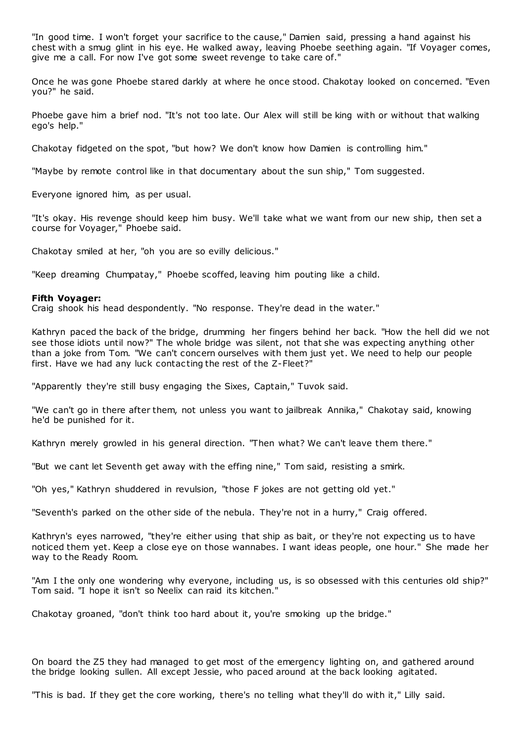"In good time. I won't forget your sacrifice to the cause," Damien said, pressing a hand against his chest with a smug glint in his eye. He walked away, leaving Phoebe seething again. "If Voyager comes, give me a call. For now I've got some sweet revenge to take care of."

Once he was gone Phoebe stared darkly at where he once stood. Chakotay looked on concerned. "Even you?" he said.

Phoebe gave him a brief nod. "It's not too late. Our Alex will still be king with or without that walking ego's help."

Chakotay fidgeted on the spot, "but how? We don't know how Damien is controlling him."

"Maybe by remote control like in that documentary about the sun ship," Tom suggested.

Everyone ignored him, as per usual.

"It's okay. His revenge should keep him busy. We'll take what we want from our new ship, then set a course for Voyager," Phoebe said.

Chakotay smiled at her, "oh you are so evilly delicious."

"Keep dreaming Chumpatay," Phoebe scoffed, leaving him pouting like a child.

**Fifth Voyager:**
Craig shook his head despondently. "No response. They're dead in the water."

Kathryn paced the back of the bridge, drumming her fingers behind her back. "How the hell did we not see those idiots until now?" The whole bridge was silent, not that she was expecting anything other than a joke from Tom. "We can't concern ourselves with them just yet. We need to help our people first. Have we had any luck contacting the rest of the Z-Fleet?"

"Apparently they're still busy engaging the Sixes, Captain," Tuvok said.

"We can't go in there after them, not unless you want to jailbreak Annika," Chakotay said, knowing he'd be punished for it.

Kathryn merely growled in his general direction. "Then what? We can't leave them there."

"But we cant let Seventh get away with the effing nine," Tom said, resisting a smirk.

"Oh yes," Kathryn shuddered in revulsion, "those F jokes are not getting old yet."

"Seventh's parked on the other side of the nebula. They're not in a hurry," Craig offered.

Kathryn's eyes narrowed, "they're either using that ship as bait, or they're not expecting us to have noticed them yet. Keep a close eye on those wannabes. I want ideas people, one hour." She made her way to the Ready Room.

"Am I the only one wondering why everyone, including us, is so obsessed with this centuries old ship?" Tom said. "I hope it isn't so Neelix can raid its kitchen."

Chakotay groaned, "don't think too hard about it, you're smoking up the bridge."

On board the Z5 they had managed to get most of the emergency lighting on, and gathered around the bridge looking sullen. All except Jessie, who paced around at the back looking agitated.

"This is bad. If they get the core working, there's no telling what they'll do with it," Lilly said.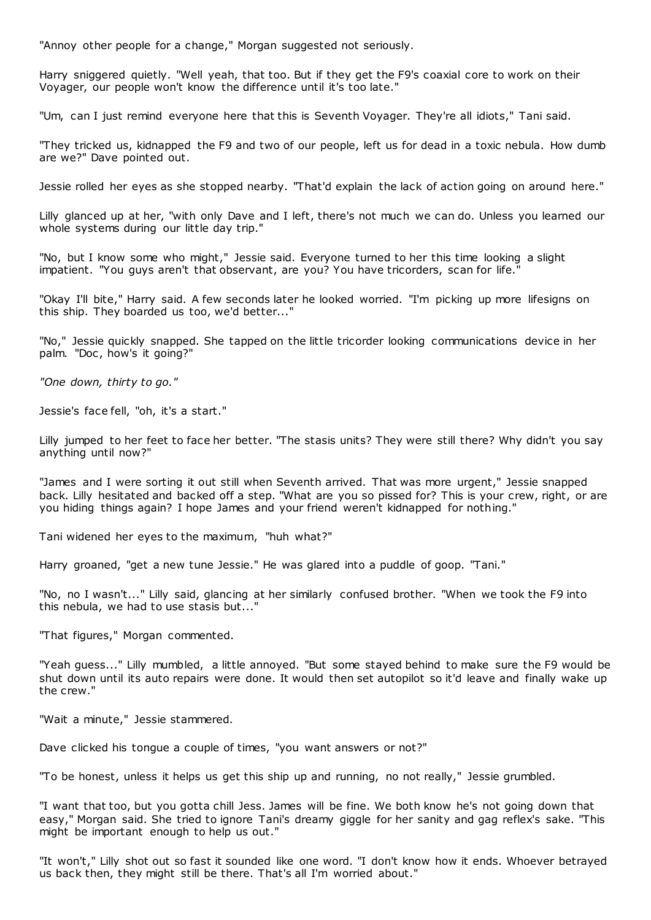"Annoy other people for a change," Morgan suggested not seriously.

Harry sniggered quietly. "Well yeah, that too. But if they get the F9's coaxial core to work on their Voyager, our people won't know the difference until it's too late."

"Um, can I just remind everyone here that this is Seventh Voyager. They're all idiots," Tani said.

"They tricked us, kidnapped the F9 and two of our people, left us for dead in a toxic nebula. How dumb are we?" Dave pointed out.

Jessie rolled her eyes as she stopped nearby. "That'd explain the lack of action going on around here."

Lilly glanced up at her, "with only Dave and I left, there's not much we can do. Unless you learned our whole systems during our little day trip."

"No, but I know some who might," Jessie said. Everyone turned to her this time looking a slight impatient. "You guys aren't that observant, are you? You have tricorders, scan for life."

"Okay I'll bite," Harry said. A few seconds later he looked worried. "I'm picking up more lifesigns on this ship. They boarded us too, we'd better..."

"No," Jessie quickly snapped. She tapped on the little tricorder looking communications device in her palm. "Doc, how's it going?"

*"One down, thirty to go."*

Jessie's face fell, "oh, it's a start."

Lilly jumped to her feet to face her better. "The stasis units? They were still there? Why didn't you say anything until now?"

"James and I were sorting it out still when Seventh arrived. That was more urgent," Jessie snapped back. Lilly hesitated and backed off a step. "What are you so pissed for? This is your crew, right, or are you hiding things again? I hope James and your friend weren't kidnapped for nothing."

Tani widened her eyes to the maximum, "huh what?"

Harry groaned, "get a new tune Jessie." He was glared into a puddle of goop. "Tani."

"No, no I wasn't..." Lilly said, glancing at her similarly confused brother. "When we took the F9 into this nebula, we had to use stasis but..."

"That figures," Morgan commented.

"Yeah guess..." Lilly mumbled, a little annoyed. "But some stayed behind to make sure the F9 would be shut down until its auto repairs were done. It would then set autopilot so it'd leave and finally wake up the crew."

"Wait a minute," Jessie stammered.

Dave clicked his tongue a couple of times, "you want answers or not?"

"To be honest, unless it helps us get this ship up and running, no not really," Jessie grumbled.

"I want that too, but you gotta chill Jess. James will be fine. We both know he's not going down that easy," Morgan said. She tried to ignore Tani's dreamy giggle for her sanity and gag reflex's sake. "This might be important enough to help us out."

"It won't," Lilly shot out so fast it sounded like one word. "I don't know how it ends. Whoever betrayed us back then, they might still be there. That's all I'm worried about."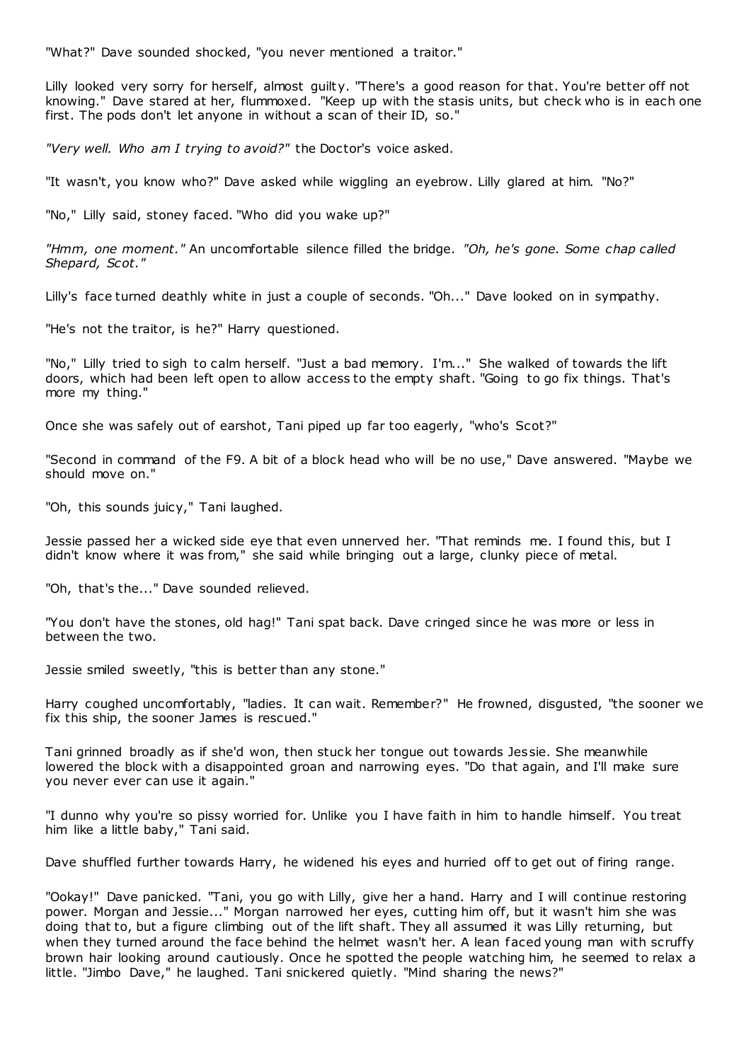"What?" Dave sounded shocked, "you never mentioned a traitor."

Lilly looked very sorry for herself, almost guilty. "There's a good reason for that. You're better off not knowing." Dave stared at her, flummoxed. "Keep up with the stasis units, but check who is in each one first. The pods don't let anyone in without a scan of their ID, so."

*"Very well. Who am I trying to avoid?"* the Doctor's voice asked.

"It wasn't, you know who?" Dave asked while wiggling an eyebrow. Lilly glared at him. "No?"

"No," Lilly said, stoney faced. "Who did you wake up?"

*"Hmm, one moment."* An uncomfortable silence filled the bridge. *"Oh, he's gone. Some chap called Shepard, Scot."*

Lilly's face turned deathly white in just a couple of seconds. "Oh..." Dave looked on in sympathy.

"He's not the traitor, is he?" Harry questioned.

"No," Lilly tried to sigh to calm herself. "Just a bad memory. I'm..." She walked of towards the lift doors, which had been left open to allow access to the empty shaft. "Going to go fix things. That's more my thing."

Once she was safely out of earshot, Tani piped up far too eagerly, "who's Scot?"

"Second in command of the F9. A bit of a block head who will be no use," Dave answered. "Maybe we should move on."

"Oh, this sounds juicy," Tani laughed.

Jessie passed her a wicked side eye that even unnerved her. "That reminds me. I found this, but I didn't know where it was from," she said while bringing out a large, clunky piece of metal.

"Oh, that's the..." Dave sounded relieved.

"You don't have the stones, old hag!" Tani spat back. Dave cringed since he was more or less in between the two.

Jessie smiled sweetly, "this is better than any stone."

Harry coughed uncomfortably, "ladies. It can wait. Remember?" He frowned, disgusted, "the sooner we fix this ship, the sooner James is rescued."

Tani grinned broadly as if she'd won, then stuck her tongue out towards Jessie. She meanwhile lowered the block with a disappointed groan and narrowing eyes. "Do that again, and I'll make sure you never ever can use it again."

"I dunno why you're so pissy worried for. Unlike you I have faith in him to handle himself. You treat him like a little baby," Tani said.

Dave shuffled further towards Harry, he widened his eyes and hurried off to get out of firing range.

"Ookay!" Dave panicked. "Tani, you go with Lilly, give her a hand. Harry and I will continue restoring power. Morgan and Jessie..." Morgan narrowed her eyes, cutting him off, but it wasn't him she was doing that to, but a figure climbing out of the lift shaft. They all assumed it was Lilly returning, but when they turned around the face behind the helmet wasn't her. A lean faced young man with scruffy brown hair looking around cautiously. Once he spotted the people watching him, he seemed to relax a little. "Jimbo Dave," he laughed. Tani snickered quietly. "Mind sharing the news?"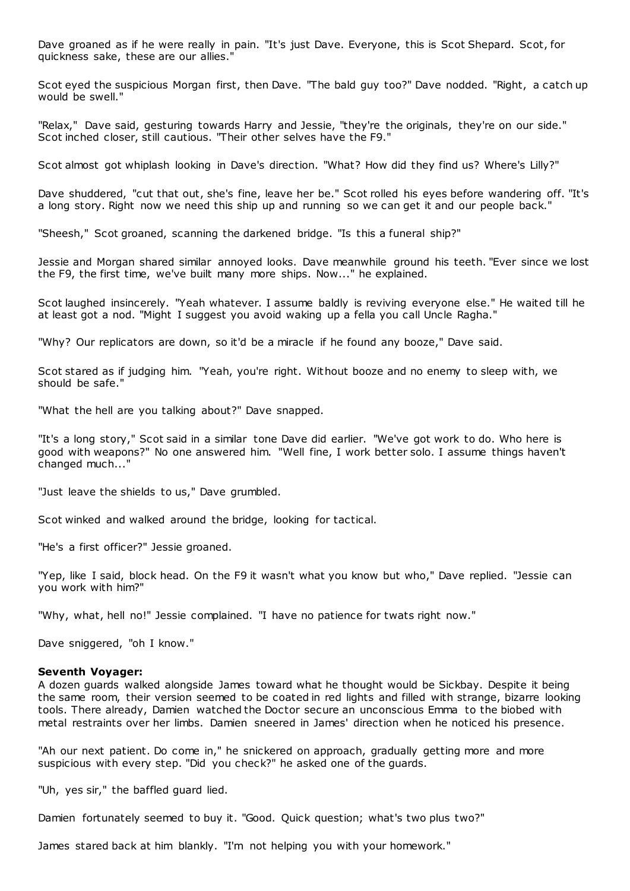Dave groaned as if he were really in pain. "It's just Dave. Everyone, this is Scot Shepard. Scot, for quickness sake, these are our allies."

Scot eyed the suspicious Morgan first, then Dave. "The bald guy too?" Dave nodded. "Right, a catch up would be swell."

"Relax," Dave said, gesturing towards Harry and Jessie, "they're the originals, they're on our side." Scot inched closer, still cautious. "Their other selves have the F9."

Scot almost got whiplash looking in Dave's direction. "What? How did they find us? Where's Lilly?"

Dave shuddered, "cut that out, she's fine, leave her be." Scot rolled his eyes before wandering off. "It's a long story. Right now we need this ship up and running so we can get it and our people back."

"Sheesh," Scot groaned, scanning the darkened bridge. "Is this a funeral ship?"

Jessie and Morgan shared similar annoyed looks. Dave meanwhile ground his teeth. "Ever since we lost the F9, the first time, we've built many more ships. Now..." he explained.

Scot laughed insincerely. "Yeah whatever. I assume baldly is reviving everyone else." He waited till he at least got a nod. "Might I suggest you avoid waking up a fella you call Uncle Ragha."

"Why? Our replicators are down, so it'd be a miracle if he found any booze," Dave said.

Scot stared as if judging him. "Yeah, you're right. Without booze and no enemy to sleep with, we should be safe."

"What the hell are you talking about?" Dave snapped.

"It's a long story," Scot said in a similar tone Dave did earlier. "We've got work to do. Who here is good with weapons?" No one answered him. "Well fine, I work better solo. I assume things haven't changed much..."

"Just leave the shields to us," Dave grumbled.

Scot winked and walked around the bridge, looking for tactical.

"He's a first officer?" Jessie groaned.

"Yep, like I said, block head. On the F9 it wasn't what you know but who," Dave replied. "Jessie can you work with him?"

"Why, what, hell no!" Jessie complained. "I have no patience for twats right now."

Dave sniggered, "oh I know."

**Seventh Voyager:**

A dozen guards walked alongside James toward what he thought would be Sickbay. Despite it being the same room, their version seemed to be coated in red lights and filled with strange, bizarre looking tools. There already, Damien watched the Doctor secure an unconscious Emma to the biobed with metal restraints over her limbs. Damien sneered in James' direction when he noticed his presence.

"Ah our next patient. Do come in," he snickered on approach, gradually getting more and more suspicious with every step. "Did you check?" he asked one of the guards.

"Uh, yes sir," the baffled guard lied.

Damien fortunately seemed to buy it. "Good. Quick question; what's two plus two?"

James stared back at him blankly. "I'm not helping you with your homework."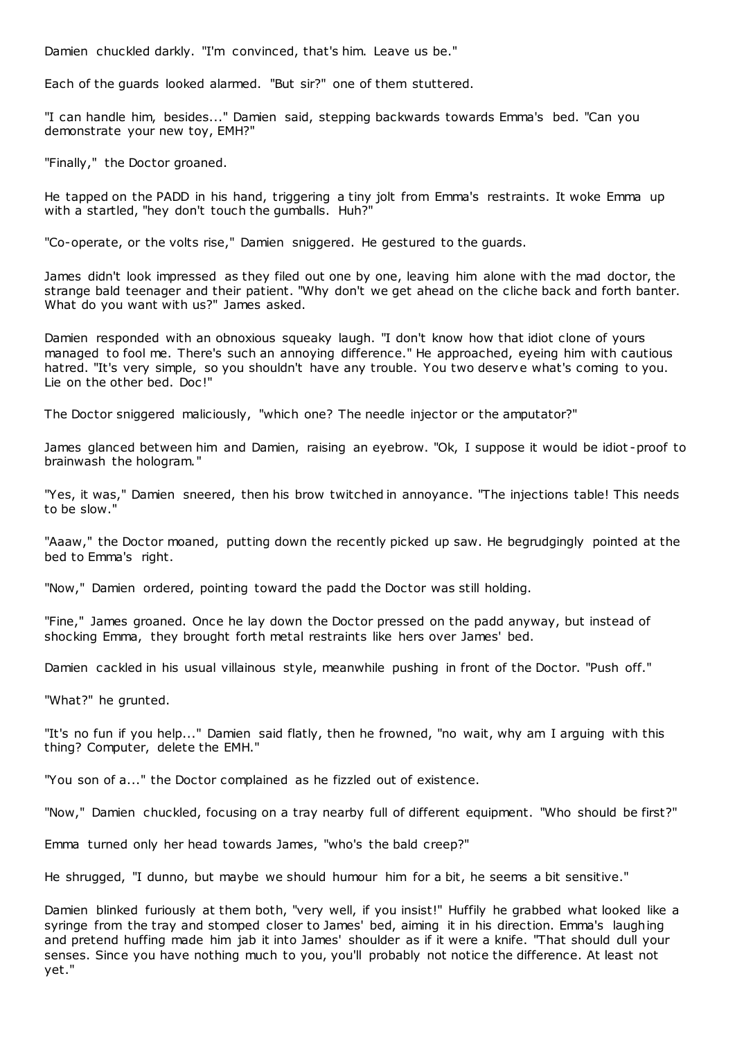Damien chuckled darkly. "I'm convinced, that's him. Leave us be."

Each of the guards looked alarmed. "But sir?" one of them stuttered.

"I can handle him, besides..." Damien said, stepping backwards towards Emma's bed. "Can you demonstrate your new toy, EMH?"

"Finally," the Doctor groaned.

He tapped on the PADD in his hand, triggering a tiny jolt from Emma's restraints. It woke Emma up with a startled, "hey don't touch the gumballs. Huh?"

"Co-operate, or the volts rise," Damien sniggered. He gestured to the guards.

James didn't look impressed as they filed out one by one, leaving him alone with the mad doctor, the strange bald teenager and their patient. "Why don't we get ahead on the cliche back and forth banter. What do you want with us?" James asked.

Damien responded with an obnoxious squeaky laugh. "I don't know how that idiot clone of yours managed to fool me. There's such an annoying difference." He approached, eyeing him with cautious hatred. "It's very simple, so you shouldn't have any trouble. You two deserve what's coming to you. Lie on the other bed. Doc!"

The Doctor sniggered maliciously, "which one? The needle injector or the amputator?"

James glanced between him and Damien, raising an eyebrow. "Ok, I suppose it would be idiot-proof to brainwash the hologram."

"Yes, it was," Damien sneered, then his brow twitched in annoyance. "The injections table! This needs to be slow."

"Aaaw," the Doctor moaned, putting down the recently picked up saw. He begrudgingly pointed at the bed to Emma's right.

"Now," Damien ordered, pointing toward the padd the Doctor was still holding.

"Fine," James groaned. Once he lay down the Doctor pressed on the padd anyway, but instead of shocking Emma, they brought forth metal restraints like hers over James' bed.

Damien cackled in his usual villainous style, meanwhile pushing in front of the Doctor. "Push off."

"What?" he grunted.

"It's no fun if you help..." Damien said flatly, then he frowned, "no wait, why am I arguing with this thing? Computer, delete the EMH."

"You son of a..." the Doctor complained as he fizzled out of existence.

"Now," Damien chuckled, focusing on a tray nearby full of different equipment. "Who should be first?"

Emma turned only her head towards James, "who's the bald creep?"

He shrugged, "I dunno, but maybe we should humour him for a bit, he seems a bit sensitive."

Damien blinked furiously at them both, "very well, if you insist!" Huffily he grabbed what looked like a syringe from the tray and stomped closer to James' bed, aiming it in his direction. Emma's laughing and pretend huffing made him jab it into James' shoulder as if it were a knife. "That should dull your senses. Since you have nothing much to you, you'll probably not notice the difference. At least not yet."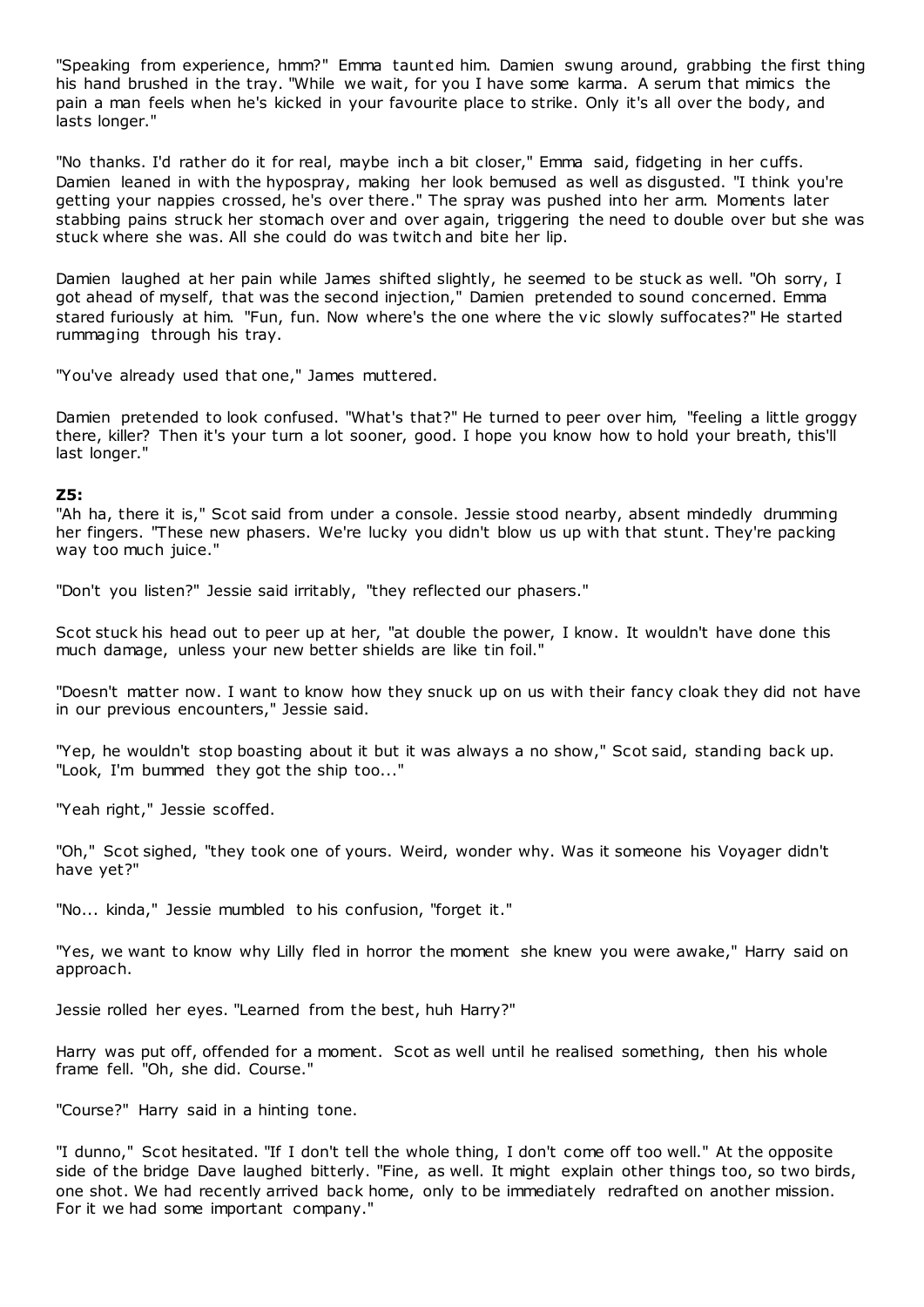"Speaking from experience, hmm?" Emma taunted him. Damien swung around, grabbing the first thing his hand brushed in the tray. "While we wait, for you I have some karma. A serum that mimics the pain a man feels when he's kicked in your favourite place to strike. Only it's all over the body, and lasts longer."

"No thanks. I'd rather do it for real, maybe inch a bit closer," Emma said, fidgeting in her cuffs. Damien leaned in with the hypospray, making her look bemused as well as disgusted. "I think you're getting your nappies crossed, he's over there." The spray was pushed into her arm. Moments later stabbing pains struck her stomach over and over again, triggering the need to double over but she was stuck where she was. All she could do was twitch and bite her lip.

Damien laughed at her pain while James shifted slightly, he seemed to be stuck as well. "Oh sorry, I got ahead of myself, that was the second injection," Damien pretended to sound concerned. Emma stared furiously at him. "Fun, fun. Now where's the one where the vic slowly suffocates?" He started rummaging through his tray.

"You've already used that one," James muttered.

Damien pretended to look confused. "What's that?" He turned to peer over him, "feeling a little groggy there, killer? Then it's your turn a lot sooner, good. I hope you know how to hold your breath, this'll last longer."

**Z5:**

"Ah ha, there it is," Scot said from under a console. Jessie stood nearby, absent mindedly drumming her fingers. "These new phasers. We're lucky you didn't blow us up with that stunt. They're packing way too much juice."

"Don't you listen?" Jessie said irritably, "they reflected our phasers."

Scot stuck his head out to peer up at her, "at double the power, I know. It wouldn't have done this much damage, unless your new better shields are like tin foil."

"Doesn't matter now. I want to know how they snuck up on us with their fancy cloak they did not have in our previous encounters," Jessie said.

"Yep, he wouldn't stop boasting about it but it was always a no show," Scot said, standing back up. "Look, I'm bummed they got the ship too..."

"Yeah right," Jessie scoffed.

"Oh," Scot sighed, "they took one of yours. Weird, wonder why. Was it someone his Voyager didn't have yet?"

"No... kinda," Jessie mumbled to his confusion, "forget it."

"Yes, we want to know why Lilly fled in horror the moment she knew you were awake," Harry said on approach.

Jessie rolled her eyes. "Learned from the best, huh Harry?"

Harry was put off, offended for a moment. Scot as well until he realised something, then his whole frame fell. "Oh, she did. Course."

"Course?" Harry said in a hinting tone.

"I dunno," Scot hesitated. "If I don't tell the whole thing, I don't come off too well." At the opposite side of the bridge Dave laughed bitterly. "Fine, as well. It might explain other things too, so two birds, one shot. We had recently arrived back home, only to be immediately redrafted on another mission. For it we had some important company."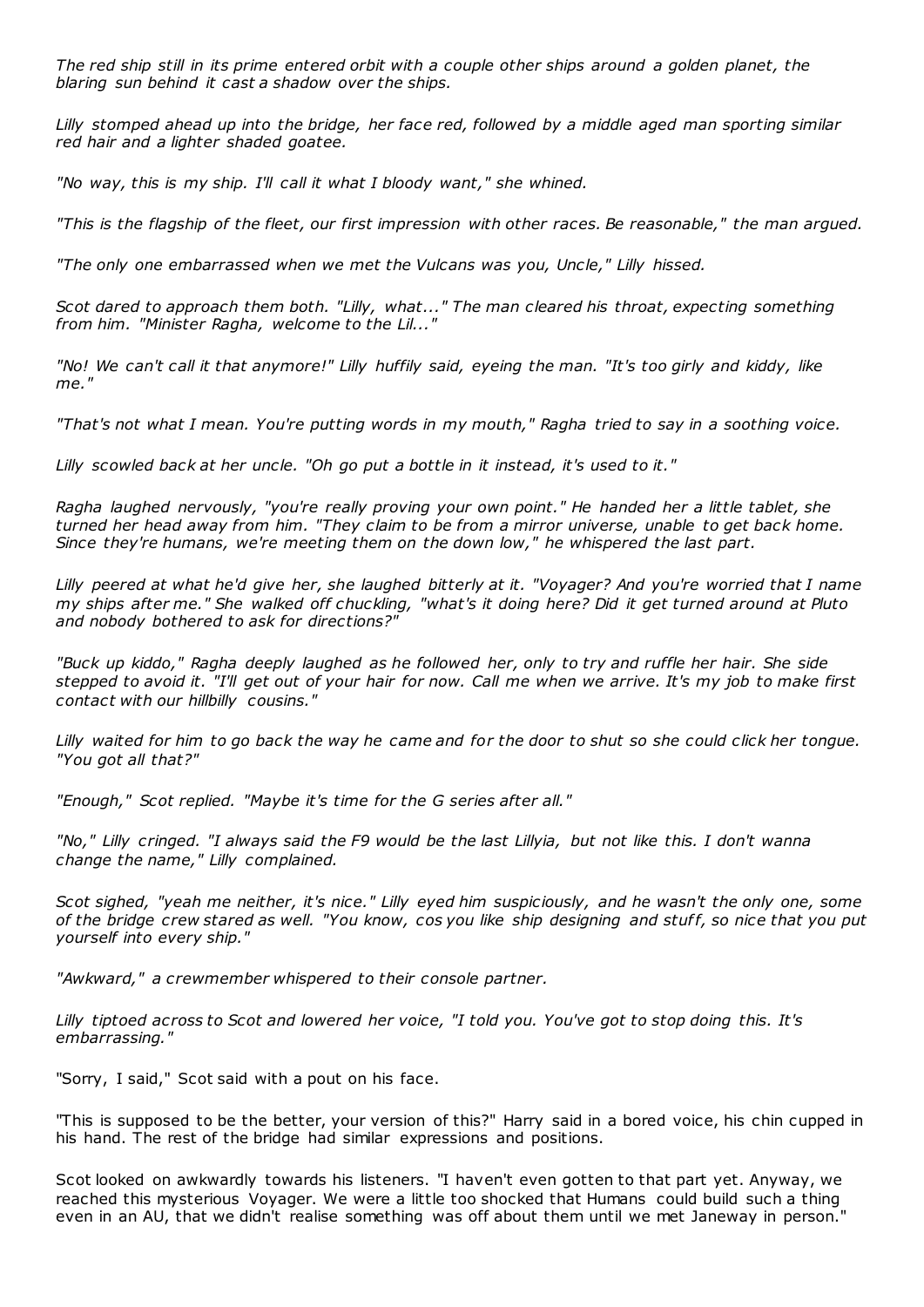*The red ship still in its prime entered orbit with a couple other ships around a golden planet, the blaring sun behind it cast a shadow over the ships.*

*Lilly stomped ahead up into the bridge, her face red, followed by a middle aged man sporting similar red hair and a lighter shaded goatee.*

*"No way, this is my ship. I'll call it what I bloody want," she whined.*

*"This is the flagship of the fleet, our first impression with other races. Be reasonable," the man argued.*

*"The only one embarrassed when we met the Vulcans was you, Uncle," Lilly hissed.*

*Scot dared to approach them both. "Lilly, what..." The man cleared his throat, expecting something from him. "Minister Ragha, welcome to the Lil..."*

*"No! We can't call it that anymore!" Lilly huffily said, eyeing the man. "It's too girly and kiddy, like me."*

*"That's not what I mean. You're putting words in my mouth," Ragha tried to say in a soothing voice.*

*Lilly scowled back at her uncle. "Oh go put a bottle in it instead, it's used to it."*

*Ragha laughed nervously, "you're really proving your own point." He handed her a little tablet, she turned her head away from him. "They claim to be from a mirror universe, unable to get back home. Since they're humans, we're meeting them on the down low," he whispered the last part.*

*Lilly peered at what he'd give her, she laughed bitterly at it. "Voyager? And you're worried that I name my ships after me." She walked off chuckling, "what's it doing here? Did it get turned around at Pluto and nobody bothered to ask for directions?"*

*"Buck up kiddo," Ragha deeply laughed as he followed her, only to try and ruffle her hair. She side stepped to avoid it. "I'll get out of your hair for now. Call me when we arrive. It's my job to make first contact with our hillbilly cousins."*

*Lilly waited for him to go back the way he came and for the door to shut so she could click her tongue. "You got all that?"*

*"Enough," Scot replied. "Maybe it's time for the G series after all."*

*"No," Lilly cringed. "I always said the F9 would be the last Lillyia, but not like this. I don't wanna change the name," Lilly complained.*

*Scot sighed, "yeah me neither, it's nice." Lilly eyed him suspiciously, and he wasn't the only one, some of the bridge crew stared as well. "You know, cos you like ship designing and stuff, so nice that you put yourself into every ship."*

*"Awkward," a crewmember whispered to their console partner.*

*Lilly tiptoed across to Scot and lowered her voice, "I told you. You've got to stop doing this. It's embarrassing."*

"Sorry, I said," Scot said with a pout on his face.

"This is supposed to be the better, your version of this?" Harry said in a bored voice, his chin cupped in his hand. The rest of the bridge had similar expressions and positions.

Scot looked on awkwardly towards his listeners. "I haven't even gotten to that part yet. Anyway, we reached this mysterious Voyager. We were a little too shocked that Humans could build such a thing even in an AU, that we didn't realise something was off about them until we met Janeway in person."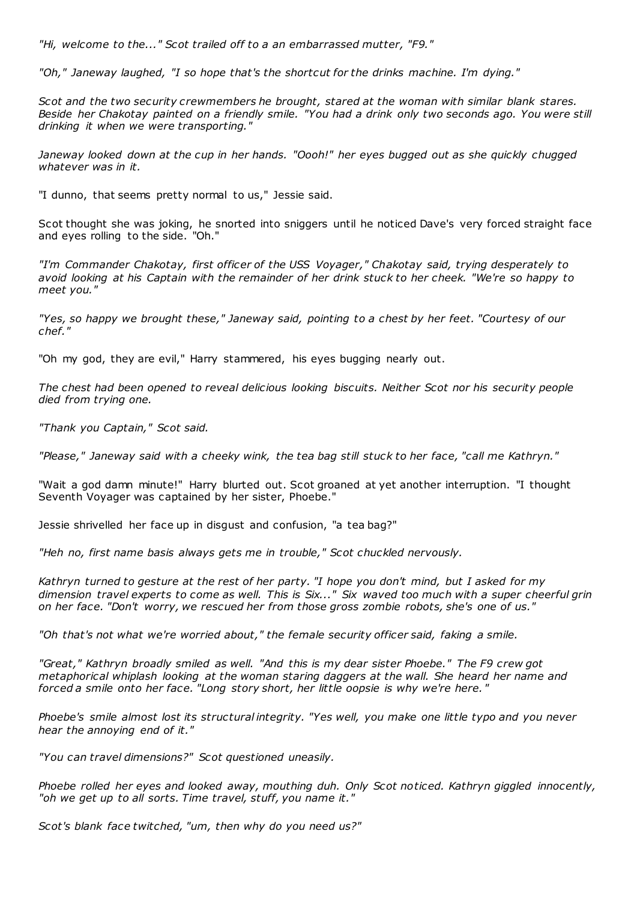*"Hi, welcome to the..." Scot trailed off to a an embarrassed mutter, "F9."*

*"Oh," Janeway laughed, "I so hope that's the shortcut for the drinks machine. I'm dying."*

*Scot and the two security crewmembers he brought, stared at the woman with similar blank stares. Beside her Chakotay painted on a friendly smile. "You had a drink only two seconds ago. You were still drinking it when we were transporting."*

*Janeway looked down at the cup in her hands. "Oooh!" her eyes bugged out as she quickly chugged whatever was in it.*

"I dunno, that seems pretty normal to us," Jessie said.

Scot thought she was joking, he snorted into sniggers until he noticed Dave's very forced straight face and eyes rolling to the side. "Oh."

*"I'm Commander Chakotay, first officer of the USS Voyager," Chakotay said, trying desperately to avoid looking at his Captain with the remainder of her drink stuck to her cheek. "We're so happy to meet you."*

*"Yes, so happy we brought these," Janeway said, pointing to a chest by her feet. "Courtesy of our chef."*

"Oh my god, they are evil," Harry stammered, his eyes bugging nearly out.

*The chest had been opened to reveal delicious looking biscuits. Neither Scot nor his security people died from trying one.*

*"Thank you Captain," Scot said.*

*"Please," Janeway said with a cheeky wink, the tea bag still stuck to her face, "call me Kathryn."*

"Wait a god damn minute!" Harry blurted out. Scot groaned at yet another interruption. "I thought Seventh Voyager was captained by her sister, Phoebe."

Jessie shrivelled her face up in disgust and confusion, "a tea bag?"

*"Heh no, first name basis always gets me in trouble," Scot chuckled nervously.*

*Kathryn turned to gesture at the rest of her party. "I hope you don't mind, but I asked for my dimension travel experts to come as well. This is Six..." Six waved too much with a super cheerful grin on her face. "Don't worry, we rescued her from those gross zombie robots, she's one of us."*

*"Oh that's not what we're worried about," the female security officer said, faking a smile.*

*"Great," Kathryn broadly smiled as well. "And this is my dear sister Phoebe." The F9 crew got metaphorical whiplash looking at the woman staring daggers at the wall. She heard her name and forced a smile onto her face. "Long story short, her little oopsie is why we're here."*

*Phoebe's smile almost lost its structural integrity. "Yes well, you make one little typo and you never hear the annoying end of it."*

*"You can travel dimensions?" Scot questioned uneasily.*

*Phoebe rolled her eyes and looked away, mouthing duh. Only Scot noticed. Kathryn giggled innocently, "oh we get up to all sorts. Time travel, stuff, you name it."*

*Scot's blank face twitched, "um, then why do you need us?"*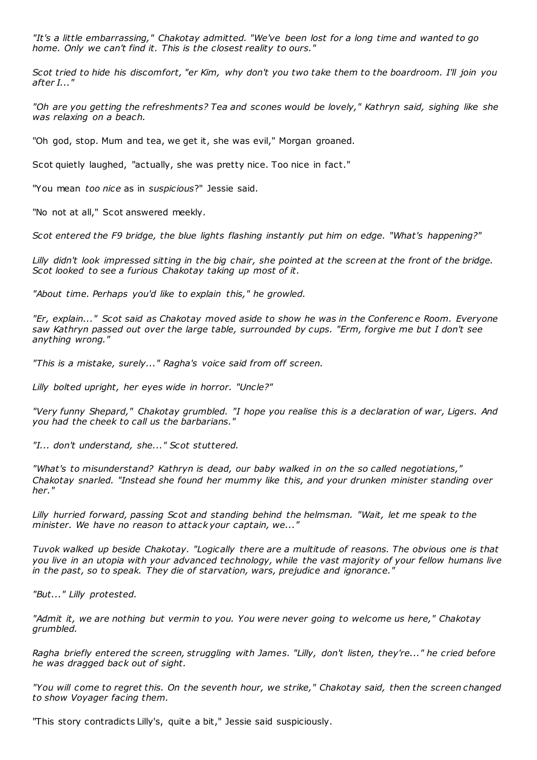*"It's a little embarrassing," Chakotay admitted. "We've been lost for a long time and wanted to go home. Only we can't find it. This is the closest reality to ours."*

*Scot tried to hide his discomfort, "er Kim, why don't you two take them to the boardroom. I'll join you after I..."*

*"Oh are you getting the refreshments? Tea and scones would be lovely," Kathryn said, sighing like she was relaxing on a beach.*

"Oh god, stop. Mum and tea, we get it, she was evil," Morgan groaned.

Scot quietly laughed, "actually, she was pretty nice. Too nice in fact."

"You mean *too nice* as in *suspicious*?" Jessie said.

"No not at all," Scot answered meekly.

*Scot entered the F9 bridge, the blue lights flashing instantly put him on edge. "What's happening?"*

*Lilly didn't look impressed sitting in the big chair, she pointed at the screen at the front of the bridge. Scot looked to see a furious Chakotay taking up most of it.*

*"About time. Perhaps you'd like to explain this," he growled.*

*"Er, explain..." Scot said as Chakotay moved aside to show he was in the Conference Room. Everyone saw Kathryn passed out over the large table, surrounded by cups. "Erm, forgive me but I don't see anything wrong."*

*"This is a mistake, surely..." Ragha's voice said from off screen.*

*Lilly bolted upright, her eyes wide in horror. "Uncle?"*

*"Very funny Shepard," Chakotay grumbled. "I hope you realise this is a declaration of war, Ligers. And you had the cheek to call us the barbarians."*

*"I... don't understand, she..." Scot stuttered.*

*"What's to misunderstand? Kathryn is dead, our baby walked in on the so called negotiations," Chakotay snarled. "Instead she found her mummy like this, and your drunken minister standing over her."*

*Lilly hurried forward, passing Scot and standing behind the helmsman. "Wait, let me speak to the minister. We have no reason to attack your captain, we..."*

*Tuvok walked up beside Chakotay. "Logically there are a multitude of reasons. The obvious one is that you live in an utopia with your advanced technology, while the vast majority of your fellow humans live in the past, so to speak. They die of starvation, wars, prejudice and ignorance."*

*"But..." Lilly protested.*

*"Admit it, we are nothing but vermin to you. You were never going to welcome us here," Chakotay grumbled.*

*Ragha briefly entered the screen, struggling with James. "Lilly, don't listen, they're..." he cried before he was dragged back out of sight.*

*"You will come to regret this. On the seventh hour, we strike," Chakotay said, then the screen changed to show Voyager facing them.*

"This story contradicts Lilly's, quite a bit," Jessie said suspiciously.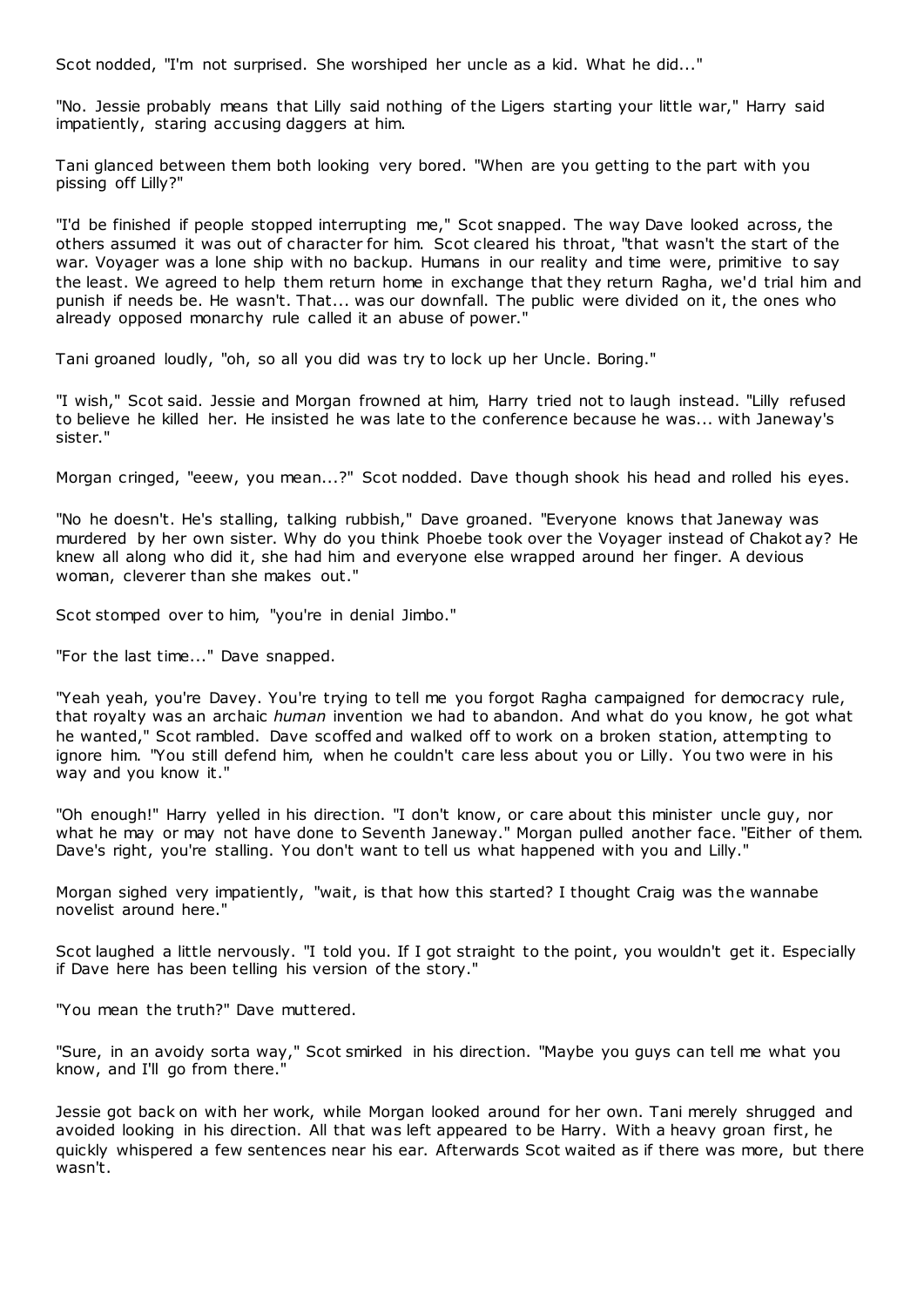Scot nodded, "I'm not surprised. She worshiped her uncle as a kid. What he did..."

"No. Jessie probably means that Lilly said nothing of the Ligers starting your little war," Harry said impatiently, staring accusing daggers at him.

Tani glanced between them both looking very bored. "When are you getting to the part with you pissing off Lilly?"

"I'd be finished if people stopped interrupting me," Scot snapped. The way Dave looked across, the others assumed it was out of character for him. Scot cleared his throat, "that wasn't the start of the war. Voyager was a lone ship with no backup. Humans in our reality and time were, primitive to say the least. We agreed to help them return home in exchange that they return Ragha, we'd trial him and punish if needs be. He wasn't. That... was our downfall. The public were divided on it, the ones who already opposed monarchy rule called it an abuse of power."

Tani groaned loudly, "oh, so all you did was try to lock up her Uncle. Boring."

"I wish," Scot said. Jessie and Morgan frowned at him, Harry tried not to laugh instead. "Lilly refused to believe he killed her. He insisted he was late to the conference because he was... with Janeway's sister."

Morgan cringed, "eeew, you mean...?" Scot nodded. Dave though shook his head and rolled his eyes.

"No he doesn't. He's stalling, talking rubbish," Dave groaned. "Everyone knows that Janeway was murdered by her own sister. Why do you think Phoebe took over the Voyager instead of Chakotay? He knew all along who did it, she had him and everyone else wrapped around her finger. A devious woman, cleverer than she makes out."

Scot stomped over to him, "you're in denial Jimbo."

"For the last time..." Dave snapped.

"Yeah yeah, you're Davey. You're trying to tell me you forgot Ragha campaigned for democracy rule, that royalty was an archaic *human* invention we had to abandon. And what do you know, he got what he wanted," Scot rambled. Dave scoffed and walked off to work on a broken station, attempting to ignore him. "You still defend him, when he couldn't care less about you or Lilly. You two were in his way and you know it."

"Oh enough!" Harry yelled in his direction. "I don't know, or care about this minister uncle guy, nor what he may or may not have done to Seventh Janeway." Morgan pulled another face. "Either of them. Dave's right, you're stalling. You don't want to tell us what happened with you and Lilly."

Morgan sighed very impatiently, "wait, is that how this started? I thought Craig was the wannabe novelist around here."

Scot laughed a little nervously. "I told you. If I got straight to the point, you wouldn't get it. Especially if Dave here has been telling his version of the story."

"You mean the truth?" Dave muttered.

"Sure, in an avoidy sorta way," Scot smirked in his direction. "Maybe you guys can tell me what you know, and I'll go from there."

Jessie got back on with her work, while Morgan looked around for her own. Tani merely shrugged and avoided looking in his direction. All that was left appeared to be Harry. With a heavy groan first, he quickly whispered a few sentences near his ear. Afterwards Scot waited as if there was more, but there wasn't.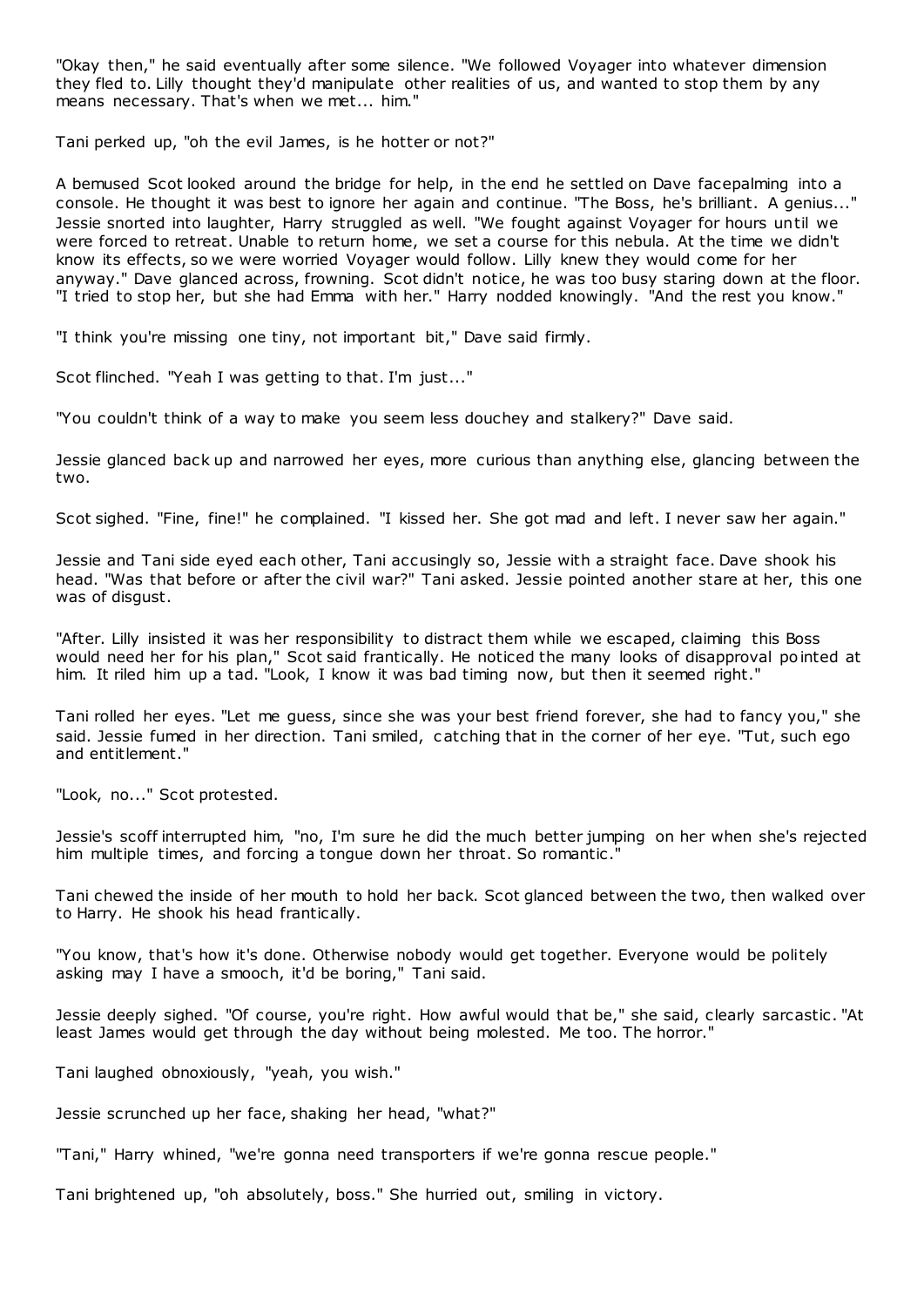"Okay then," he said eventually after some silence. "We followed Voyager into whatever dimension they fled to. Lilly thought they'd manipulate other realities of us, and wanted to stop them by any means necessary. That's when we met... him."

Tani perked up, "oh the evil James, is he hotter or not?"

A bemused Scot looked around the bridge for help, in the end he settled on Dave facepalming into a console. He thought it was best to ignore her again and continue. "The Boss, he's brilliant. A genius..." Jessie snorted into laughter, Harry struggled as well. "We fought against Voyager for hours until we were forced to retreat. Unable to return home, we set a course for this nebula. At the time we didn't know its effects, so we were worried Voyager would follow. Lilly knew they would come for her anyway." Dave glanced across, frowning. Scot didn't notice, he was too busy staring down at the floor. "I tried to stop her, but she had Emma with her." Harry nodded knowingly. "And the rest you know."

"I think you're missing one tiny, not important bit," Dave said firmly.

Scot flinched. "Yeah I was getting to that. I'm just..."

"You couldn't think of a way to make you seem less douchey and stalkery?" Dave said.

Jessie glanced back up and narrowed her eyes, more curious than anything else, glancing between the two.

Scot sighed. "Fine, fine!" he complained. "I kissed her. She got mad and left. I never saw her again."

Jessie and Tani side eyed each other, Tani accusingly so, Jessie with a straight face. Dave shook his head. "Was that before or after the civil war?" Tani asked. Jessie pointed another stare at her, this one was of disgust.

"After. Lilly insisted it was her responsibility to distract them while we escaped, claiming this Boss would need her for his plan," Scot said frantically. He noticed the many looks of disapproval pointed at him. It riled him up a tad. "Look, I know it was bad timing now, but then it seemed right."

Tani rolled her eyes. "Let me guess, since she was your best friend forever, she had to fancy you," she said. Jessie fumed in her direction. Tani smiled, catching that in the corner of her eye. "Tut, such ego and entitlement."

"Look, no..." Scot protested.

Jessie's scoff interrupted him, "no, I'm sure he did the much better jumping on her when she's rejected him multiple times, and forcing a tongue down her throat. So romantic."

Tani chewed the inside of her mouth to hold her back. Scot glanced between the two, then walked over to Harry. He shook his head frantically.

"You know, that's how it's done. Otherwise nobody would get together. Everyone would be politely asking may I have a smooch, it'd be boring," Tani said.

Jessie deeply sighed. "Of course, you're right. How awful would that be," she said, clearly sarcastic. "At least James would get through the day without being molested. Me too. The horror."

Tani laughed obnoxiously, "yeah, you wish."

Jessie scrunched up her face, shaking her head, "what?"

"Tani," Harry whined, "we're gonna need transporters if we're gonna rescue people."

Tani brightened up, "oh absolutely, boss." She hurried out, smiling in victory.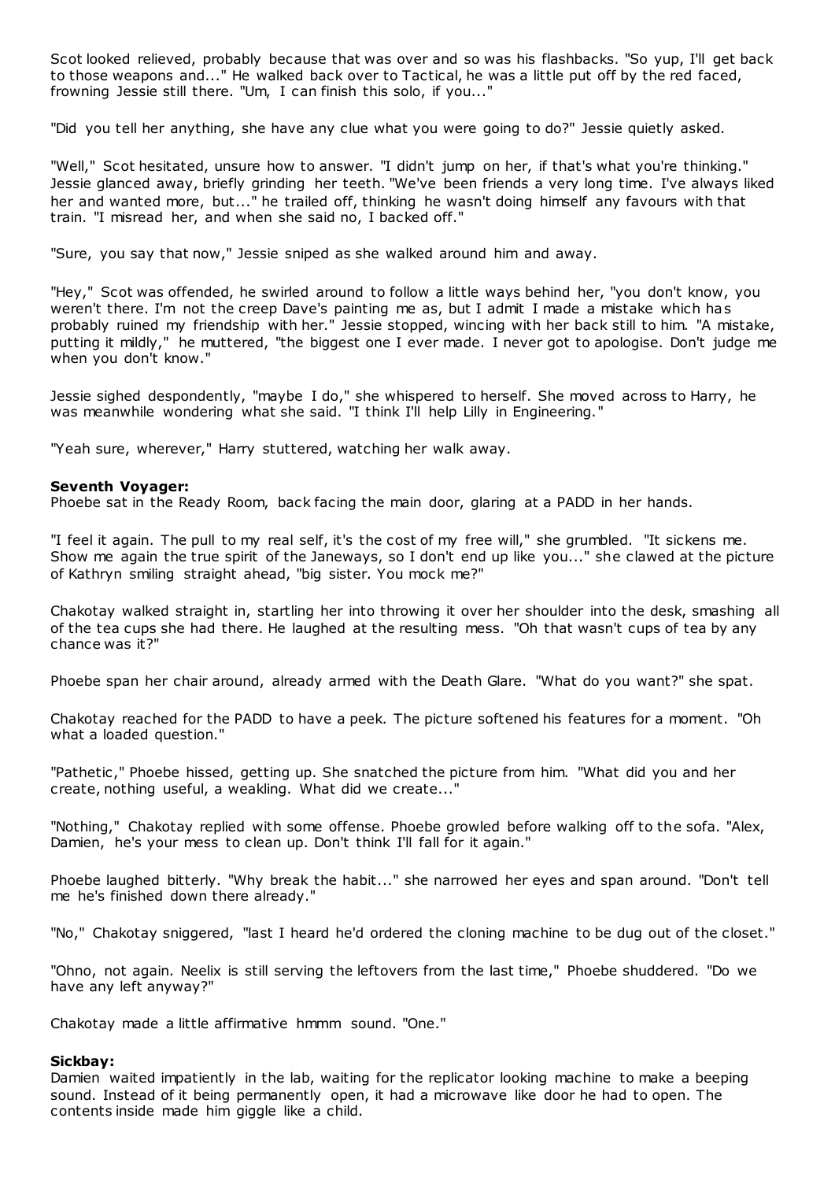Scot looked relieved, probably because that was over and so was his flashbacks. "So yup, I'll get back to those weapons and..." He walked back over to Tactical, he was a little put off by the red faced, frowning Jessie still there. "Um, I can finish this solo, if you..."

"Did you tell her anything, she have any clue what you were going to do?" Jessie quietly asked.

"Well," Scot hesitated, unsure how to answer. "I didn't jump on her, if that's what you're thinking." Jessie glanced away, briefly grinding her teeth. "We've been friends a very long time. I've always liked her and wanted more, but..." he trailed off, thinking he wasn't doing himself any favours with that train. "I misread her, and when she said no, I backed off."

"Sure, you say that now," Jessie sniped as she walked around him and away.

"Hey," Scot was offended, he swirled around to follow a little ways behind her, "you don't know, you weren't there. I'm not the creep Dave's painting me as, but I admit I made a mistake which has probably ruined my friendship with her." Jessie stopped, wincing with her back still to him. "A mistake, putting it mildly," he muttered, "the biggest one I ever made. I never got to apologise. Don't judge me when you don't know."

Jessie sighed despondently, "maybe I do," she whispered to herself. She moved across to Harry, he was meanwhile wondering what she said. "I think I'll help Lilly in Engineering."

"Yeah sure, wherever," Harry stuttered, watching her walk away.

**Seventh Voyager:**
Phoebe sat in the Ready Room, back facing the main door, glaring at a PADD in her hands.

"I feel it again. The pull to my real self, it's the cost of my free will," she grumbled. "It sickens me. Show me again the true spirit of the Janeways, so I don't end up like you..." she clawed at the picture of Kathryn smiling straight ahead, "big sister. You mock me?"

Chakotay walked straight in, startling her into throwing it over her shoulder into the desk, smashing all of the tea cups she had there. He laughed at the resulting mess. "Oh that wasn't cups of tea by any chance was it?"

Phoebe span her chair around, already armed with the Death Glare. "What do you want?" she spat.

Chakotay reached for the PADD to have a peek. The picture softened his features for a moment. "Oh what a loaded question."

"Pathetic," Phoebe hissed, getting up. She snatched the picture from him. "What did you and her create, nothing useful, a weakling. What did we create..."

"Nothing," Chakotay replied with some offense. Phoebe growled before walking off to the sofa. "Alex, Damien, he's your mess to clean up. Don't think I'll fall for it again."

Phoebe laughed bitterly. "Why break the habit..." she narrowed her eyes and span around. "Don't tell me he's finished down there already."

"No," Chakotay sniggered, "last I heard he'd ordered the cloning machine to be dug out of the closet."

"Ohno, not again. Neelix is still serving the leftovers from the last time," Phoebe shuddered. "Do we have any left anyway?"

Chakotay made a little affirmative hmmm sound. "One."

**Sickbay:**
Damien waited impatiently in the lab, waiting for the replicator looking machine to make a beeping sound. Instead of it being permanently open, it had a microwave like door he had to open. The contents inside made him giggle like a child.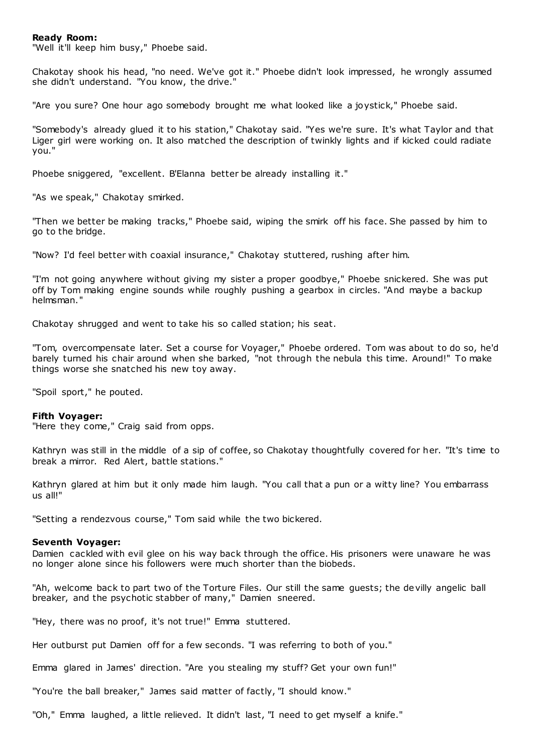**Ready Room:**

"Well it'll keep him busy," Phoebe said.

Chakotay shook his head, "no need. We've got it." Phoebe didn't look impressed, he wrongly assumed she didn't understand. "You know, the drive."

"Are you sure? One hour ago somebody brought me what looked like a joystick," Phoebe said.

"Somebody's already glued it to his station," Chakotay said. "Yes we're sure. It's what Taylor and that Liger girl were working on. It also matched the description of twinkly lights and if kicked could radiate you."

Phoebe sniggered, "excellent. B'Elanna better be already installing it."

"As we speak," Chakotay smirked.

"Then we better be making tracks," Phoebe said, wiping the smirk off his face. She passed by him to go to the bridge.

"Now? I'd feel better with coaxial insurance," Chakotay stuttered, rushing after him.

"I'm not going anywhere without giving my sister a proper goodbye," Phoebe snickered. She was put off by Tom making engine sounds while roughly pushing a gearbox in circles. "And maybe a backup helmsman."

Chakotay shrugged and went to take his so called station; his seat.

"Tom, overcompensate later. Set a course for Voyager," Phoebe ordered. Tom was about to do so, he'd barely turned his chair around when she barked, "not through the nebula this time. Around!" To make things worse she snatched his new toy away.

"Spoil sport," he pouted.

**Fifth Voyager:**

"Here they come," Craig said from opps.

Kathryn was still in the middle of a sip of coffee, so Chakotay thoughtfully covered for her. "It's time to break a mirror. Red Alert, battle stations."

Kathryn glared at him but it only made him laugh. "You call that a pun or a witty line? You embarrass us all!"

"Setting a rendezvous course," Tom said while the two bickered.

**Seventh Voyager:**

Damien cackled with evil glee on his way back through the office. His prisoners were unaware he was no longer alone since his followers were much shorter than the biobeds.

"Ah, welcome back to part two of the Torture Files. Our still the same guests; the devilly angelic ball breaker, and the psychotic stabber of many," Damien sneered.

"Hey, there was no proof, it's not true!" Emma stuttered.

Her outburst put Damien off for a few seconds. "I was referring to both of you."

Emma glared in James' direction. "Are you stealing my stuff? Get your own fun!"

"You're the ball breaker," James said matter of factly, "I should know."

"Oh," Emma laughed, a little relieved. It didn't last, "I need to get myself a knife."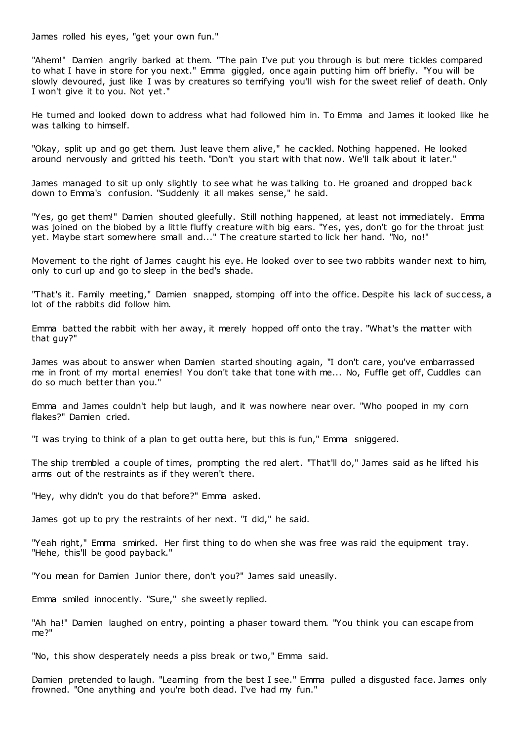James rolled his eyes, "get your own fun."

"Ahem!" Damien angrily barked at them. "The pain I've put you through is but mere tickles compared to what I have in store for you next." Emma giggled, once again putting him off briefly. "You will be slowly devoured, just like I was by creatures so terrifying you'll wish for the sweet relief of death. Only I won't give it to you. Not yet."

He turned and looked down to address what had followed him in. To Emma and James it looked like he was talking to himself.

"Okay, split up and go get them. Just leave them alive," he cackled. Nothing happened. He looked around nervously and gritted his teeth. "Don't you start with that now. We'll talk about it later."

James managed to sit up only slightly to see what he was talking to. He groaned and dropped back down to Emma's confusion. "Suddenly it all makes sense," he said.

"Yes, go get them!" Damien shouted gleefully. Still nothing happened, at least not immediately. Emma was joined on the biobed by a little fluffy creature with big ears. "Yes, yes, don't go for the throat just yet. Maybe start somewhere small and..." The creature started to lick her hand. "No, no!"

Movement to the right of James caught his eye. He looked over to see two rabbits wander next to him, only to curl up and go to sleep in the bed's shade.

"That's it. Family meeting," Damien snapped, stomping off into the office. Despite his lack of success, a lot of the rabbits did follow him.

Emma batted the rabbit with her away, it merely hopped off onto the tray. "What's the matter with that guy?"

James was about to answer when Damien started shouting again, "I don't care, you've embarrassed me in front of my mortal enemies! You don't take that tone with me... No, Fuffle get off, Cuddles can do so much better than you."

Emma and James couldn't help but laugh, and it was nowhere near over. "Who pooped in my corn flakes?" Damien cried.

"I was trying to think of a plan to get outta here, but this is fun," Emma sniggered.

The ship trembled a couple of times, prompting the red alert. "That'll do," James said as he lifted his arms out of the restraints as if they weren't there.

"Hey, why didn't you do that before?" Emma asked.

James got up to pry the restraints of her next. "I did," he said.

"Yeah right," Emma smirked. Her first thing to do when she was free was raid the equipment tray. "Hehe, this'll be good payback."

"You mean for Damien Junior there, don't you?" James said uneasily.

Emma smiled innocently. "Sure," she sweetly replied.

"Ah ha!" Damien laughed on entry, pointing a phaser toward them. "You think you can escape from me?"

"No, this show desperately needs a piss break or two," Emma said.

Damien pretended to laugh. "Learning from the best I see." Emma pulled a disgusted face. James only frowned. "One anything and you're both dead. I've had my fun."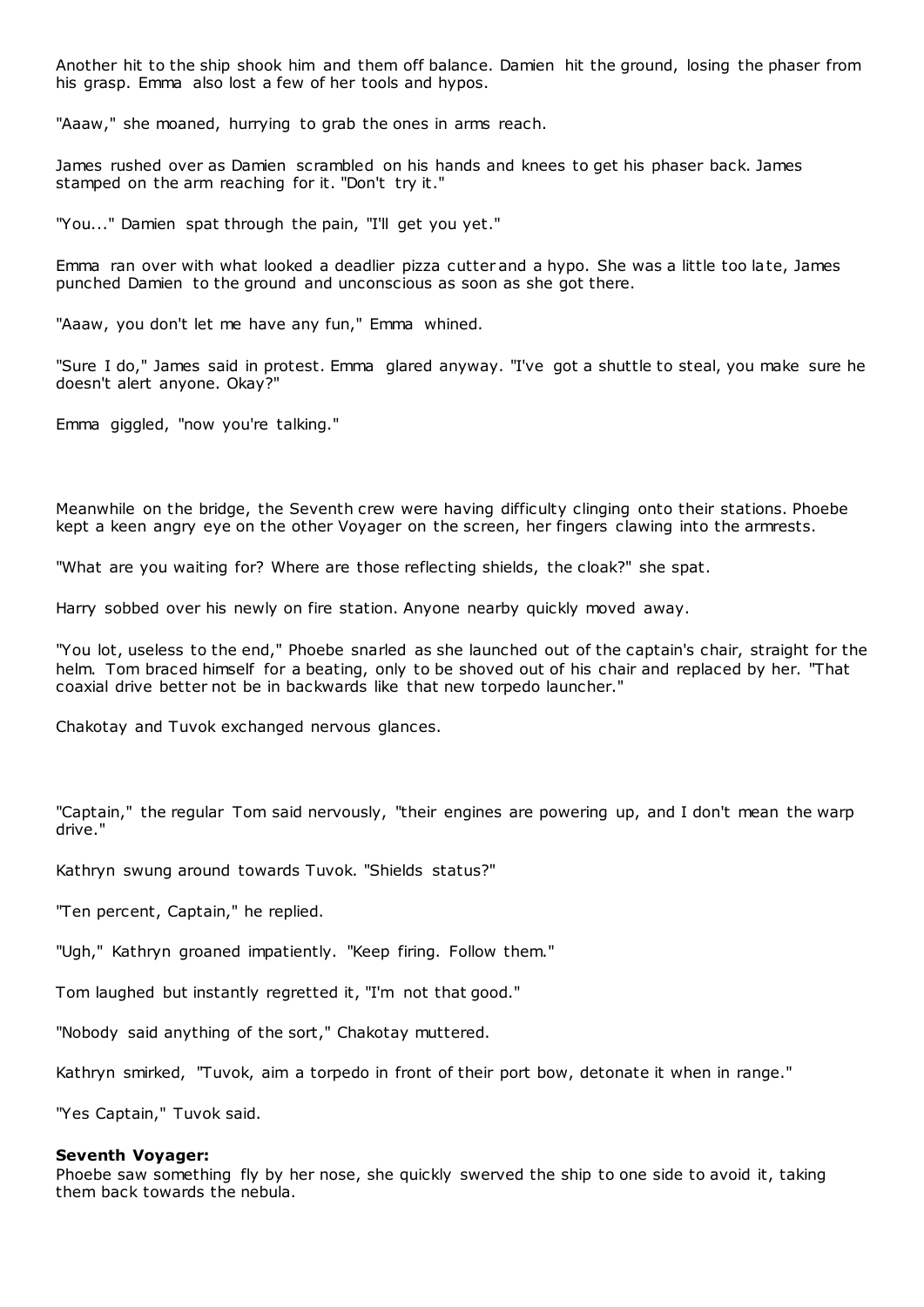Another hit to the ship shook him and them off balance. Damien hit the ground, losing the phaser from his grasp. Emma also lost a few of her tools and hypos.

"Aaaw," she moaned, hurrying to grab the ones in arms reach.

James rushed over as Damien scrambled on his hands and knees to get his phaser back. James stamped on the arm reaching for it. "Don't try it."

"You..." Damien spat through the pain, "I'll get you yet."

Emma ran over with what looked a deadlier pizza cutter and a hypo. She was a little too late, James punched Damien to the ground and unconscious as soon as she got there.

"Aaaw, you don't let me have any fun," Emma whined.

"Sure I do," James said in protest. Emma glared anyway. "I've got a shuttle to steal, you make sure he doesn't alert anyone. Okay?"

Emma giggled, "now you're talking."

Meanwhile on the bridge, the Seventh crew were having difficulty clinging onto their stations. Phoebe kept a keen angry eye on the other Voyager on the screen, her fingers clawing into the armrests.

"What are you waiting for? Where are those reflecting shields, the cloak?" she spat.

Harry sobbed over his newly on fire station. Anyone nearby quickly moved away.

"You lot, useless to the end," Phoebe snarled as she launched out of the captain's chair, straight for the helm. Tom braced himself for a beating, only to be shoved out of his chair and replaced by her. "That coaxial drive better not be in backwards like that new torpedo launcher."

Chakotay and Tuvok exchanged nervous glances.

"Captain," the regular Tom said nervously, "their engines are powering up, and I don't mean the warp drive."

Kathryn swung around towards Tuvok. "Shields status?"

"Ten percent, Captain," he replied.

"Ugh," Kathryn groaned impatiently. "Keep firing. Follow them."

Tom laughed but instantly regretted it, "I'm not that good."

"Nobody said anything of the sort," Chakotay muttered.

Kathryn smirked, "Tuvok, aim a torpedo in front of their port bow, detonate it when in range."

"Yes Captain," Tuvok said.

**Seventh Voyager:**
Phoebe saw something fly by her nose, she quickly swerved the ship to one side to avoid it, taking them back towards the nebula.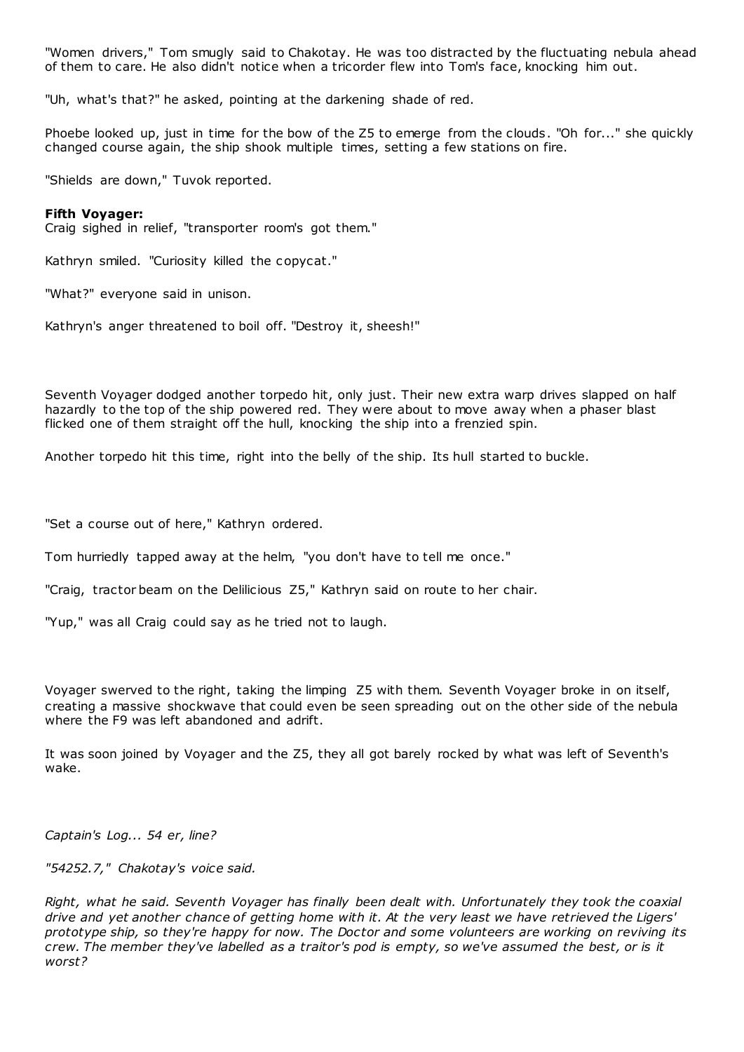"Women drivers," Tom smugly said to Chakotay. He was too distracted by the fluctuating nebula ahead of them to care. He also didn't notice when a tricorder flew into Tom's face, knocking him out.

"Uh, what's that?" he asked, pointing at the darkening shade of red.

Phoebe looked up, just in time for the bow of the Z5 to emerge from the clouds. "Oh for..." she quickly changed course again, the ship shook multiple times, setting a few stations on fire.

"Shields are down," Tuvok reported.

**Fifth Voyager:**
Craig sighed in relief, "transporter room's got them."

Kathryn smiled. "Curiosity killed the copycat."

"What?" everyone said in unison.

Kathryn's anger threatened to boil off. "Destroy it, sheesh!"

Seventh Voyager dodged another torpedo hit, only just. Their new extra warp drives slapped on half hazardly to the top of the ship powered red. They were about to move away when a phaser blast flicked one of them straight off the hull, knocking the ship into a frenzied spin.

Another torpedo hit this time, right into the belly of the ship. Its hull started to buckle.

"Set a course out of here," Kathryn ordered.

Tom hurriedly tapped away at the helm, "you don't have to tell me once."

"Craig, tractor beam on the Delilicious Z5," Kathryn said on route to her chair.

"Yup," was all Craig could say as he tried not to laugh.

Voyager swerved to the right, taking the limping Z5 with them. Seventh Voyager broke in on itself, creating a massive shockwave that could even be seen spreading out on the other side of the nebula where the F9 was left abandoned and adrift.

It was soon joined by Voyager and the Z5, they all got barely rocked by what was left of Seventh's wake.

*Captain's Log... 54 er, line?*

*"54252.7," Chakotay's voice said.*

*Right, what he said. Seventh Voyager has finally been dealt with. Unfortunately they took the coaxial drive and yet another chance of getting home with it. At the very least we have retrieved the Ligers' prototype ship, so they're happy for now. The Doctor and some volunteers are working on reviving its crew. The member they've labelled as a traitor's pod is empty, so we've assumed the best, or is it worst?*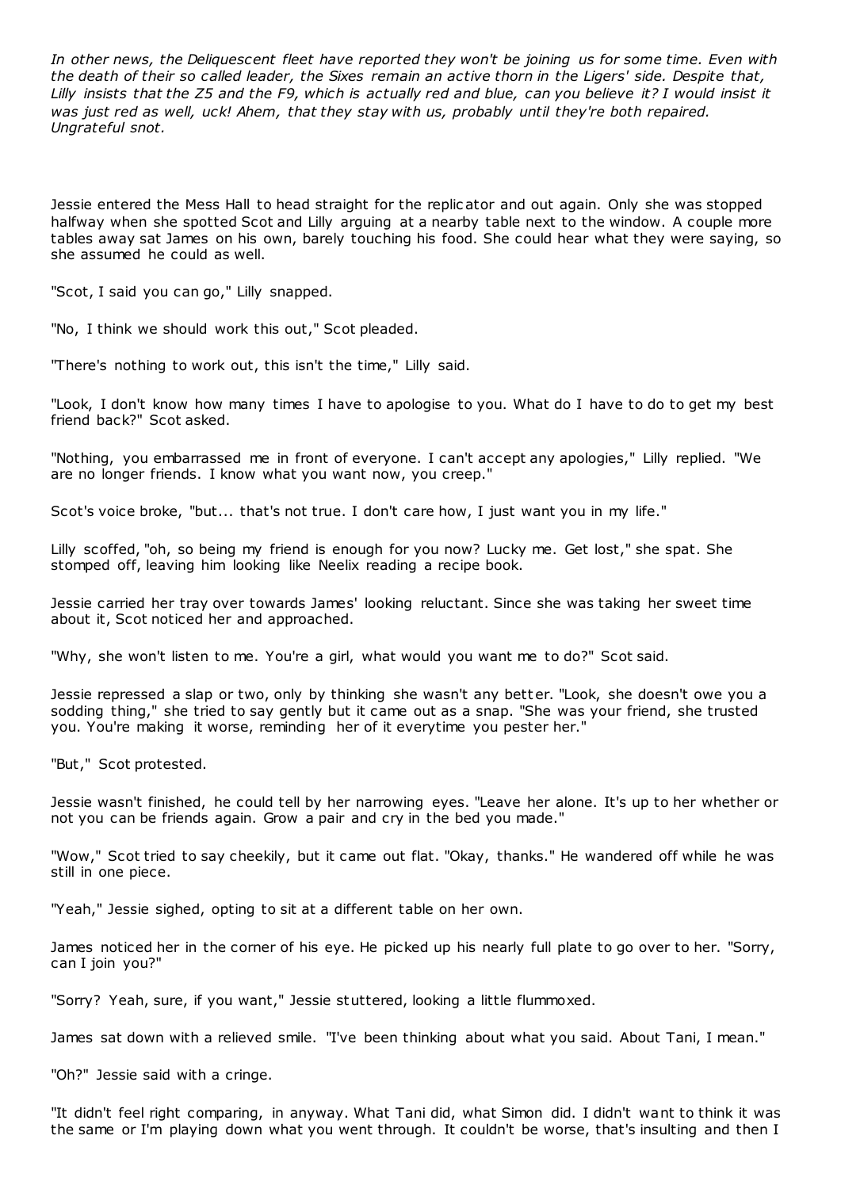*In other news, the Deliquescent fleet have reported they won't be joining us for some time. Even with the death of their so called leader, the Sixes remain an active thorn in the Ligers' side. Despite that, Lilly insists that the Z5 and the F9, which is actually red and blue, can you believe it? I would insist it was just red as well, uck! Ahem, that they stay with us, probably until they're both repaired. Ungrateful snot.*

Jessie entered the Mess Hall to head straight for the replicator and out again. Only she was stopped halfway when she spotted Scot and Lilly arguing at a nearby table next to the window. A couple more tables away sat James on his own, barely touching his food. She could hear what they were saying, so she assumed he could as well.

"Scot, I said you can go," Lilly snapped.

"No, I think we should work this out," Scot pleaded.

"There's nothing to work out, this isn't the time," Lilly said.

"Look, I don't know how many times I have to apologise to you. What do I have to do to get my best friend back?" Scot asked.

"Nothing, you embarrassed me in front of everyone. I can't accept any apologies," Lilly replied. "We are no longer friends. I know what you want now, you creep."

Scot's voice broke, "but... that's not true. I don't care how, I just want you in my life."

Lilly scoffed, "oh, so being my friend is enough for you now? Lucky me. Get lost," she spat. She stomped off, leaving him looking like Neelix reading a recipe book.

Jessie carried her tray over towards James' looking reluctant. Since she was taking her sweet time about it, Scot noticed her and approached.

"Why, she won't listen to me. You're a girl, what would you want me to do?" Scot said.

Jessie repressed a slap or two, only by thinking she wasn't any better. "Look, she doesn't owe you a sodding thing," she tried to say gently but it came out as a snap. "She was your friend, she trusted you. You're making it worse, reminding her of it everytime you pester her."

"But," Scot protested.

Jessie wasn't finished, he could tell by her narrowing eyes. "Leave her alone. It's up to her whether or not you can be friends again. Grow a pair and cry in the bed you made."

"Wow," Scot tried to say cheekily, but it came out flat. "Okay, thanks." He wandered off while he was still in one piece.

"Yeah," Jessie sighed, opting to sit at a different table on her own.

James noticed her in the corner of his eye. He picked up his nearly full plate to go over to her. "Sorry, can I join you?"

"Sorry? Yeah, sure, if you want," Jessie stuttered, looking a little flummoxed.

James sat down with a relieved smile. "I've been thinking about what you said. About Tani, I mean."

"Oh?" Jessie said with a cringe.

"It didn't feel right comparing, in anyway. What Tani did, what Simon did. I didn't want to think it was the same or I'm playing down what you went through. It couldn't be worse, that's insulting and then I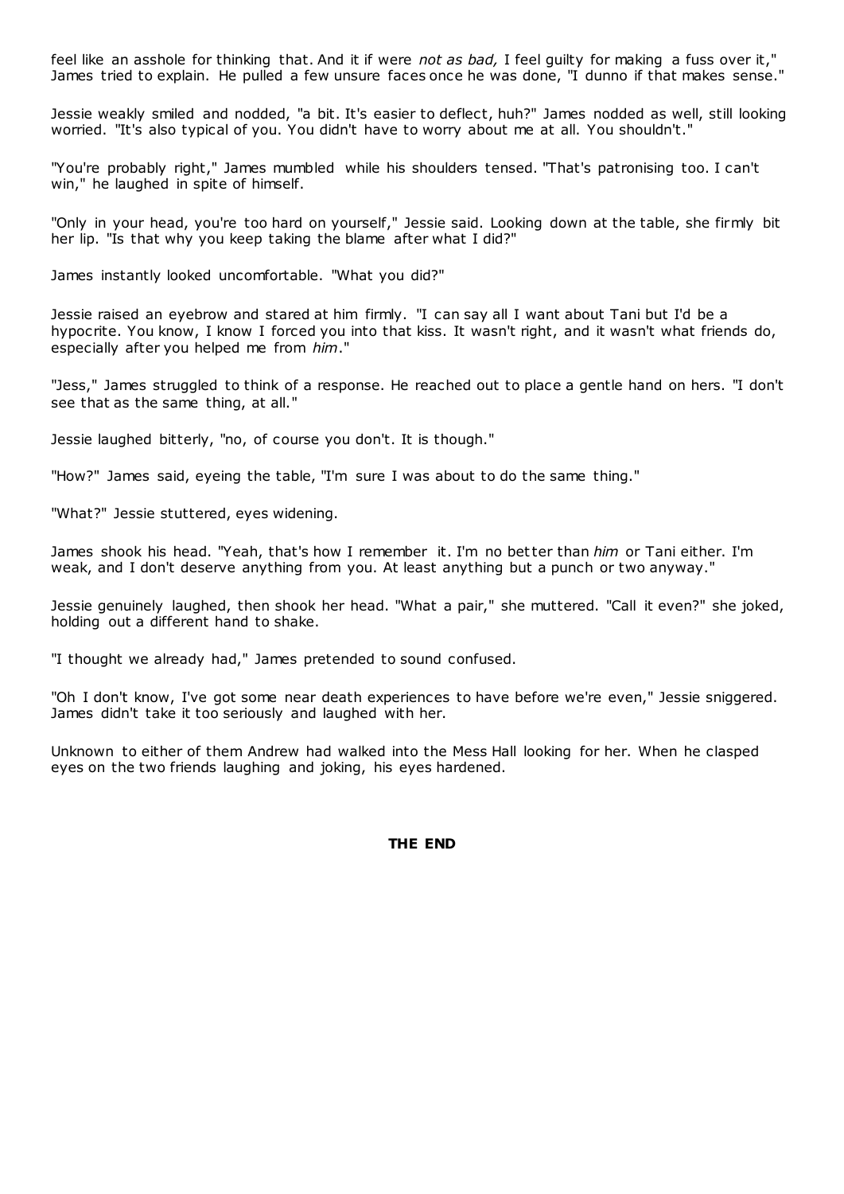feel like an asshole for thinking that. And it if were *not as bad,* I feel guilty for making a fuss over it," James tried to explain. He pulled a few unsure faces once he was done, "I dunno if that makes sense."

Jessie weakly smiled and nodded, "a bit. It's easier to deflect, huh?" James nodded as well, still looking worried. "It's also typical of you. You didn't have to worry about me at all. You shouldn't."

"You're probably right," James mumbled while his shoulders tensed. "That's patronising too. I can't win," he laughed in spite of himself.

"Only in your head, you're too hard on yourself," Jessie said. Looking down at the table, she firmly bit her lip. "Is that why you keep taking the blame after what I did?"

James instantly looked uncomfortable. "What you did?"

Jessie raised an eyebrow and stared at him firmly. "I can say all I want about Tani but I'd be a hypocrite. You know, I know I forced you into that kiss. It wasn't right, and it wasn't what friends do, especially after you helped me from *him*."

"Jess," James struggled to think of a response. He reached out to place a gentle hand on hers. "I don't see that as the same thing, at all."

Jessie laughed bitterly, "no, of course you don't. It is though."

"How?" James said, eyeing the table, "I'm sure I was about to do the same thing."

"What?" Jessie stuttered, eyes widening.

James shook his head. "Yeah, that's how I remember it. I'm no better than *him* or Tani either. I'm weak, and I don't deserve anything from you. At least anything but a punch or two anyway."

Jessie genuinely laughed, then shook her head. "What a pair," she muttered. "Call it even?" she joked, holding out a different hand to shake.

"I thought we already had," James pretended to sound confused.

"Oh I don't know, I've got some near death experiences to have before we're even," Jessie sniggered. James didn't take it too seriously and laughed with her.

Unknown to either of them Andrew had walked into the Mess Hall looking for her. When he clasped eyes on the two friends laughing and joking, his eyes hardened.

**THE END**